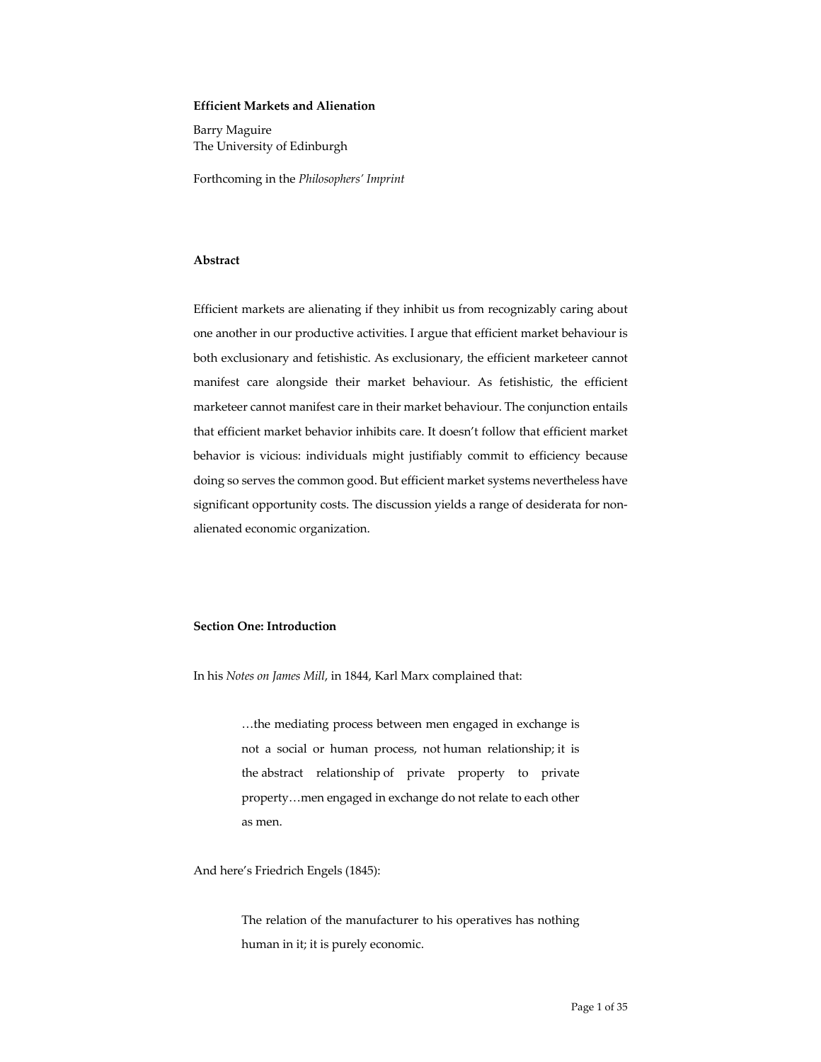**Efficient Markets and Alienation**

Barry Maguire
The University of Edinburgh

Forthcoming in the *Philosophers' Imprint*

**Abstract**

Efficient markets are alienating if they inhibit us from recognizably caring about one another in our productive activities. I argue that efficient market behaviour is both exclusionary and fetishistic. As exclusionary, the efficient marketeer cannot manifest care alongside their market behaviour. As fetishistic, the efficient marketeer cannot manifest care in their market behaviour. The conjunction entails that efficient market behavior inhibits care. It doesn't follow that efficient market behavior is vicious: individuals might justifiably commit to efficiency because doing so serves the common good. But efficient market systems nevertheless have significant opportunity costs. The discussion yields a range of desiderata for non-alienated economic organization.

**Section One: Introduction**

In his *Notes on James Mill*, in 1844, Karl Marx complained that:

> …the mediating process between men engaged in exchange is not a social or human process, not human relationship; it is the abstract relationship of private property to private property…men engaged in exchange do not relate to each other as men.

And here's Friedrich Engels (1845):

> The relation of the manufacturer to his operatives has nothing human in it; it is purely economic.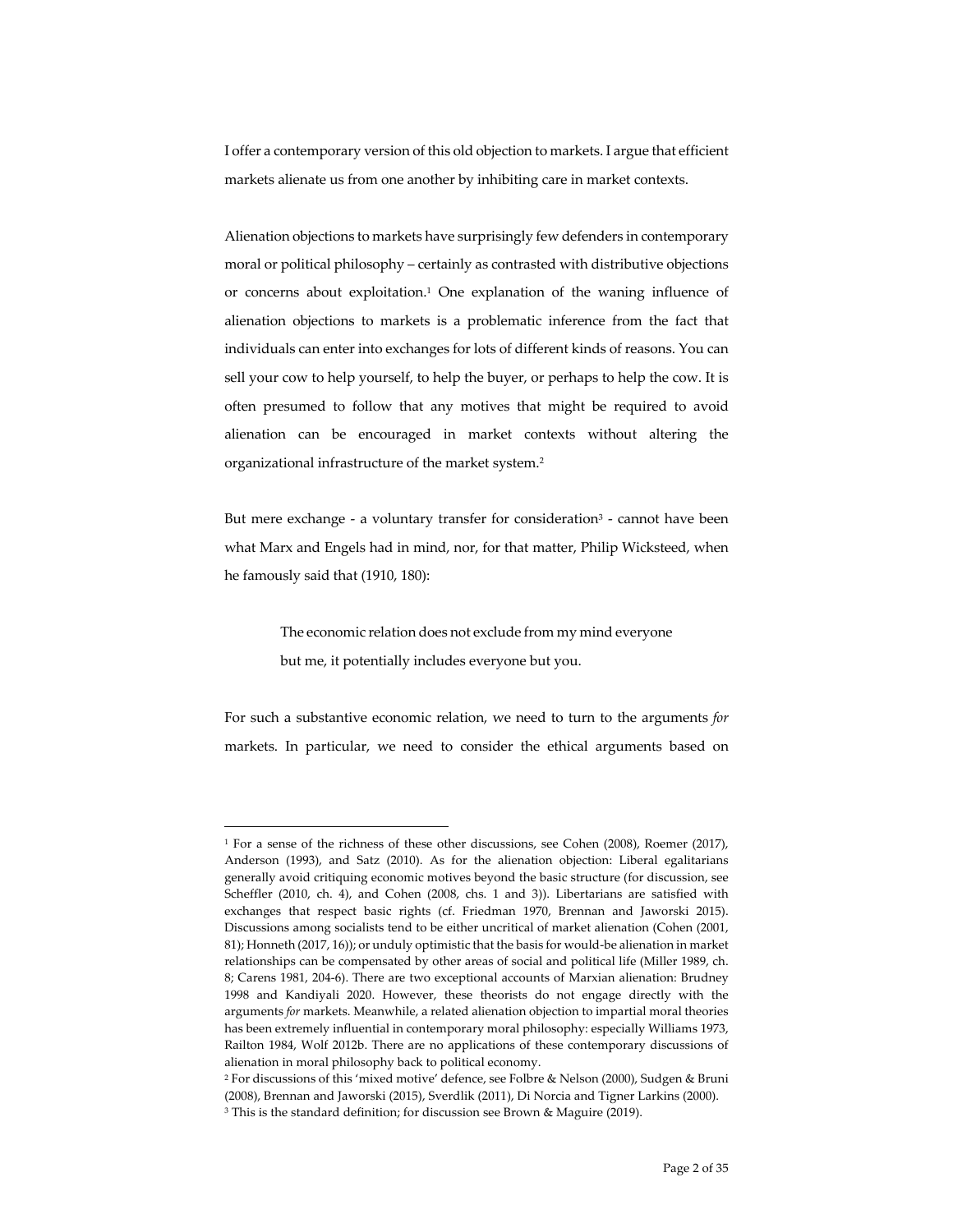I offer a contemporary version of this old objection to markets. I argue that efficient markets alienate us from one another by inhibiting care in market contexts.

Alienation objections to markets have surprisingly few defenders in contemporary moral or political philosophy – certainly as contrasted with distributive objections or concerns about exploitation.[1] One explanation of the waning influence of alienation objections to markets is a problematic inference from the fact that individuals can enter into exchanges for lots of different kinds of reasons. You can sell your cow to help yourself, to help the buyer, or perhaps to help the cow. It is often presumed to follow that any motives that might be required to avoid alienation can be encouraged in market contexts without altering the organizational infrastructure of the market system.[2]

But mere exchange - a voluntary transfer for consideration[3] - cannot have been what Marx and Engels had in mind, nor, for that matter, Philip Wicksteed, when he famously said that (1910, 180):

> The economic relation does not exclude from my mind everyone but me, it potentially includes everyone but you.

For such a substantive economic relation, we need to turn to the arguments *for* markets. In particular, we need to consider the ethical arguments based on

---

[1] For a sense of the richness of these other discussions, see Cohen (2008), Roemer (2017), Anderson (1993), and Satz (2010). As for the alienation objection: Liberal egalitarians generally avoid critiquing economic motives beyond the basic structure (for discussion, see Scheffler (2010, ch. 4), and Cohen (2008, chs. 1 and 3)). Libertarians are satisfied with exchanges that respect basic rights (cf. Friedman 1970, Brennan and Jaworski 2015). Discussions among socialists tend to be either uncritical of market alienation (Cohen (2001, 81); Honneth (2017, 16)); or unduly optimistic that the basis for would-be alienation in market relationships can be compensated by other areas of social and political life (Miller 1989, ch. 8; Carens 1981, 204-6). There are two exceptional accounts of Marxian alienation: Brudney 1998 and Kandiyali 2020. However, these theorists do not engage directly with the arguments *for* markets. Meanwhile, a related alienation objection to impartial moral theories has been extremely influential in contemporary moral philosophy: especially Williams 1973, Railton 1984, Wolf 2012b. There are no applications of these contemporary discussions of alienation in moral philosophy back to political economy.

[2] For discussions of this 'mixed motive' defence, see Folbre & Nelson (2000), Sudgen & Bruni (2008), Brennan and Jaworski (2015), Sverdlik (2011), Di Norcia and Tigner Larkins (2000).

[3] This is the standard definition; for discussion see Brown & Maguire (2019).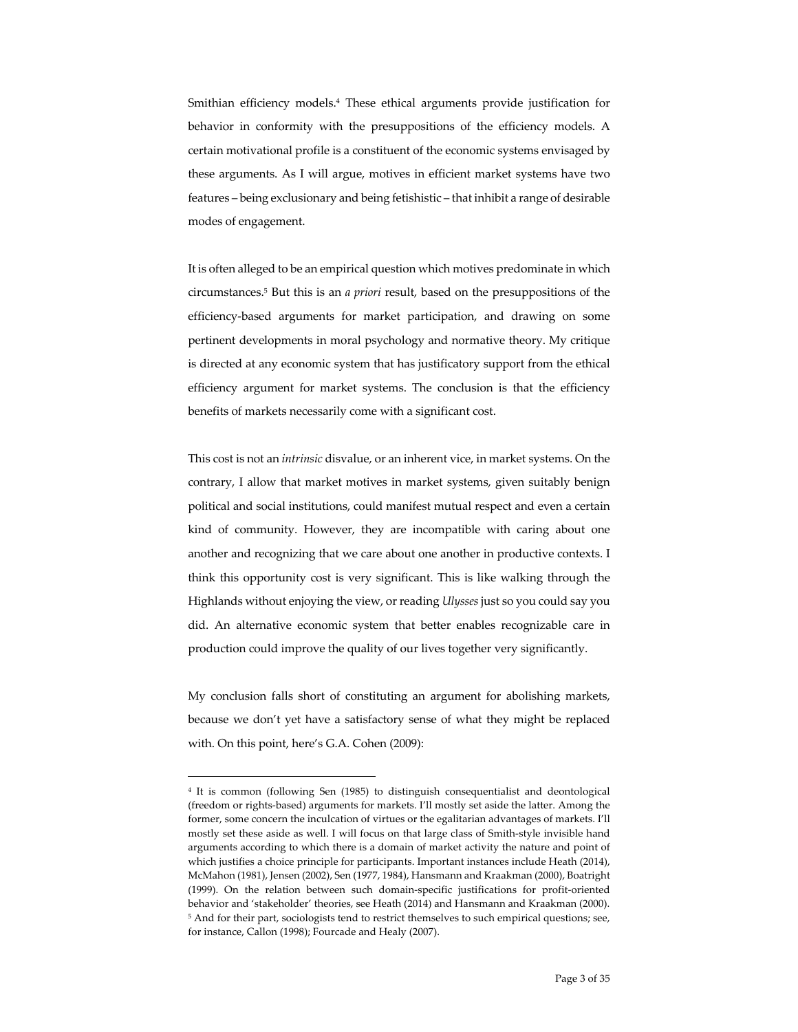Smithian efficiency models.[4] These ethical arguments provide justification for behavior in conformity with the presuppositions of the efficiency models. A certain motivational profile is a constituent of the economic systems envisaged by these arguments. As I will argue, motives in efficient market systems have two features – being exclusionary and being fetishistic – that inhibit a range of desirable modes of engagement.

It is often alleged to be an empirical question which motives predominate in which circumstances.[5] But this is an *a priori* result, based on the presuppositions of the efficiency-based arguments for market participation, and drawing on some pertinent developments in moral psychology and normative theory. My critique is directed at any economic system that has justificatory support from the ethical efficiency argument for market systems. The conclusion is that the efficiency benefits of markets necessarily come with a significant cost.

This cost is not an *intrinsic* disvalue, or an inherent vice, in market systems. On the contrary, I allow that market motives in market systems, given suitably benign political and social institutions, could manifest mutual respect and even a certain kind of community. However, they are incompatible with caring about one another and recognizing that we care about one another in productive contexts. I think this opportunity cost is very significant. This is like walking through the Highlands without enjoying the view, or reading *Ulysses* just so you could say you did. An alternative economic system that better enables recognizable care in production could improve the quality of our lives together very significantly.

My conclusion falls short of constituting an argument for abolishing markets, because we don't yet have a satisfactory sense of what they might be replaced with. On this point, here's G.A. Cohen (2009):

---

[4] It is common (following Sen (1985) to distinguish consequentialist and deontological (freedom or rights-based) arguments for markets. I'll mostly set aside the latter. Among the former, some concern the inculcation of virtues or the egalitarian advantages of markets. I'll mostly set these aside as well. I will focus on that large class of Smith-style invisible hand arguments according to which there is a domain of market activity the nature and point of which justifies a choice principle for participants. Important instances include Heath (2014), McMahon (1981), Jensen (2002), Sen (1977, 1984), Hansmann and Kraakman (2000), Boatright (1999). On the relation between such domain-specific justifications for profit-oriented behavior and 'stakeholder' theories, see Heath (2014) and Hansmann and Kraakman (2000).

[5] And for their part, sociologists tend to restrict themselves to such empirical questions; see, for instance, Callon (1998); Fourcade and Healy (2007).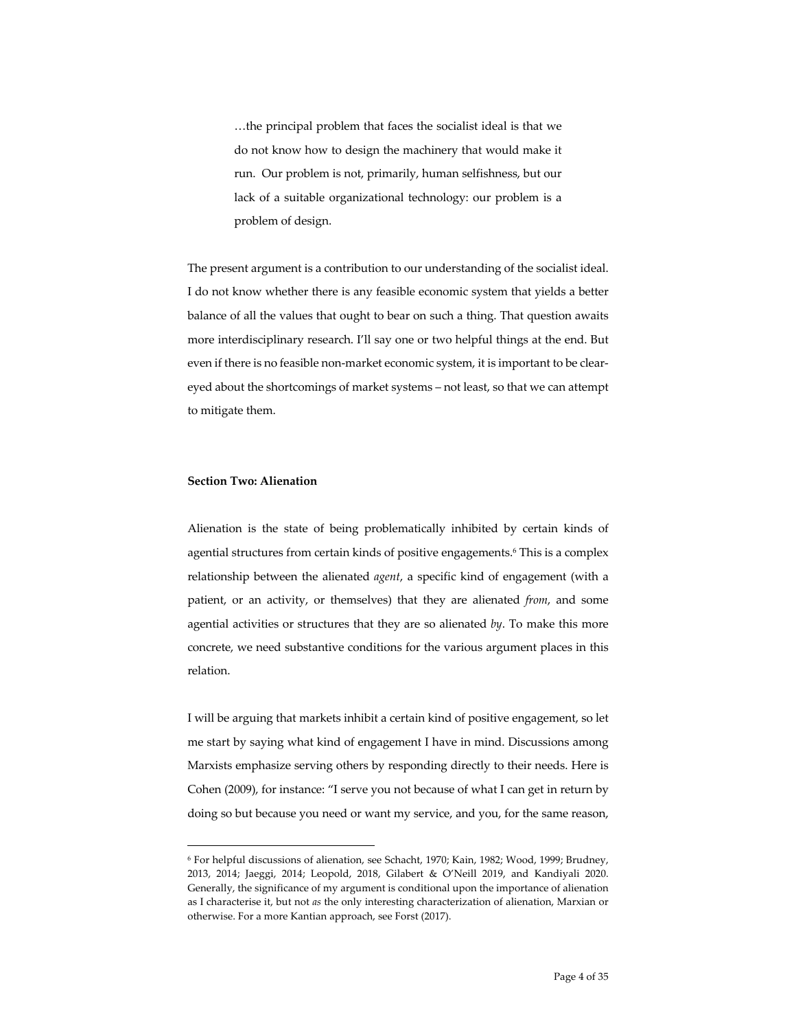> …the principal problem that faces the socialist ideal is that we do not know how to design the machinery that would make it run. Our problem is not, primarily, human selfishness, but our lack of a suitable organizational technology: our problem is a problem of design.

The present argument is a contribution to our understanding of the socialist ideal. I do not know whether there is any feasible economic system that yields a better balance of all the values that ought to bear on such a thing. That question awaits more interdisciplinary research. I'll say one or two helpful things at the end. But even if there is no feasible non-market economic system, it is important to be clear-eyed about the shortcomings of market systems – not least, so that we can attempt to mitigate them.

**Section Two: Alienation**

Alienation is the state of being problematically inhibited by certain kinds of agential structures from certain kinds of positive engagements.[6] This is a complex relationship between the alienated *agent*, a specific kind of engagement (with a patient, or an activity, or themselves) that they are alienated *from*, and some agential activities or structures that they are so alienated *by*. To make this more concrete, we need substantive conditions for the various argument places in this relation.

I will be arguing that markets inhibit a certain kind of positive engagement, so let me start by saying what kind of engagement I have in mind. Discussions among Marxists emphasize serving others by responding directly to their needs. Here is Cohen (2009), for instance: "I serve you not because of what I can get in return by doing so but because you need or want my service, and you, for the same reason,

[6] For helpful discussions of alienation, see Schacht, 1970; Kain, 1982; Wood, 1999; Brudney, 2013, 2014; Jaeggi, 2014; Leopold, 2018, Gilabert & O'Neill 2019, and Kandiyali 2020. Generally, the significance of my argument is conditional upon the importance of alienation as I characterise it, but not *as* the only interesting characterization of alienation, Marxian or otherwise. For a more Kantian approach, see Forst (2017).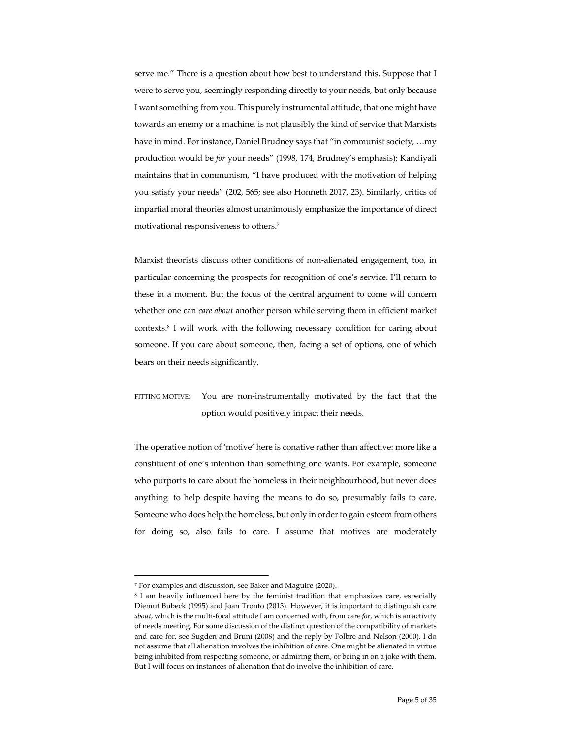serve me." There is a question about how best to understand this. Suppose that I were to serve you, seemingly responding directly to your needs, but only because I want something from you. This purely instrumental attitude, that one might have towards an enemy or a machine, is not plausibly the kind of service that Marxists have in mind. For instance, Daniel Brudney says that "in communist society, …my production would be *for* your needs" (1998, 174, Brudney's emphasis); Kandiyali maintains that in communism, "I have produced with the motivation of helping you satisfy your needs" (202, 565; see also Honneth 2017, 23). Similarly, critics of impartial moral theories almost unanimously emphasize the importance of direct motivational responsiveness to others.[7]

Marxist theorists discuss other conditions of non-alienated engagement, too, in particular concerning the prospects for recognition of one's service. I'll return to these in a moment. But the focus of the central argument to come will concern whether one can *care about* another person while serving them in efficient market contexts.[8] I will work with the following necessary condition for caring about someone. If you care about someone, then, facing a set of options, one of which bears on their needs significantly,

FITTING MOTIVE: You are non-instrumentally motivated by the fact that the option would positively impact their needs.

The operative notion of 'motive' here is conative rather than affective: more like a constituent of one's intention than something one wants. For example, someone who purports to care about the homeless in their neighbourhood, but never does anything to help despite having the means to do so, presumably fails to care. Someone who does help the homeless, but only in order to gain esteem from others for doing so, also fails to care. I assume that motives are moderately

---

[7] For examples and discussion, see Baker and Maguire (2020).

[8] I am heavily influenced here by the feminist tradition that emphasizes care, especially Diemut Bubeck (1995) and Joan Tronto (2013). However, it is important to distinguish care *about*, which is the multi-focal attitude I am concerned with, from care *for*, which is an activity of needs meeting. For some discussion of the distinct question of the compatibility of markets and care for, see Sugden and Bruni (2008) and the reply by Folbre and Nelson (2000). I do not assume that all alienation involves the inhibition of care. One might be alienated in virtue being inhibited from respecting someone, or admiring them, or being in on a joke with them. But I will focus on instances of alienation that do involve the inhibition of care.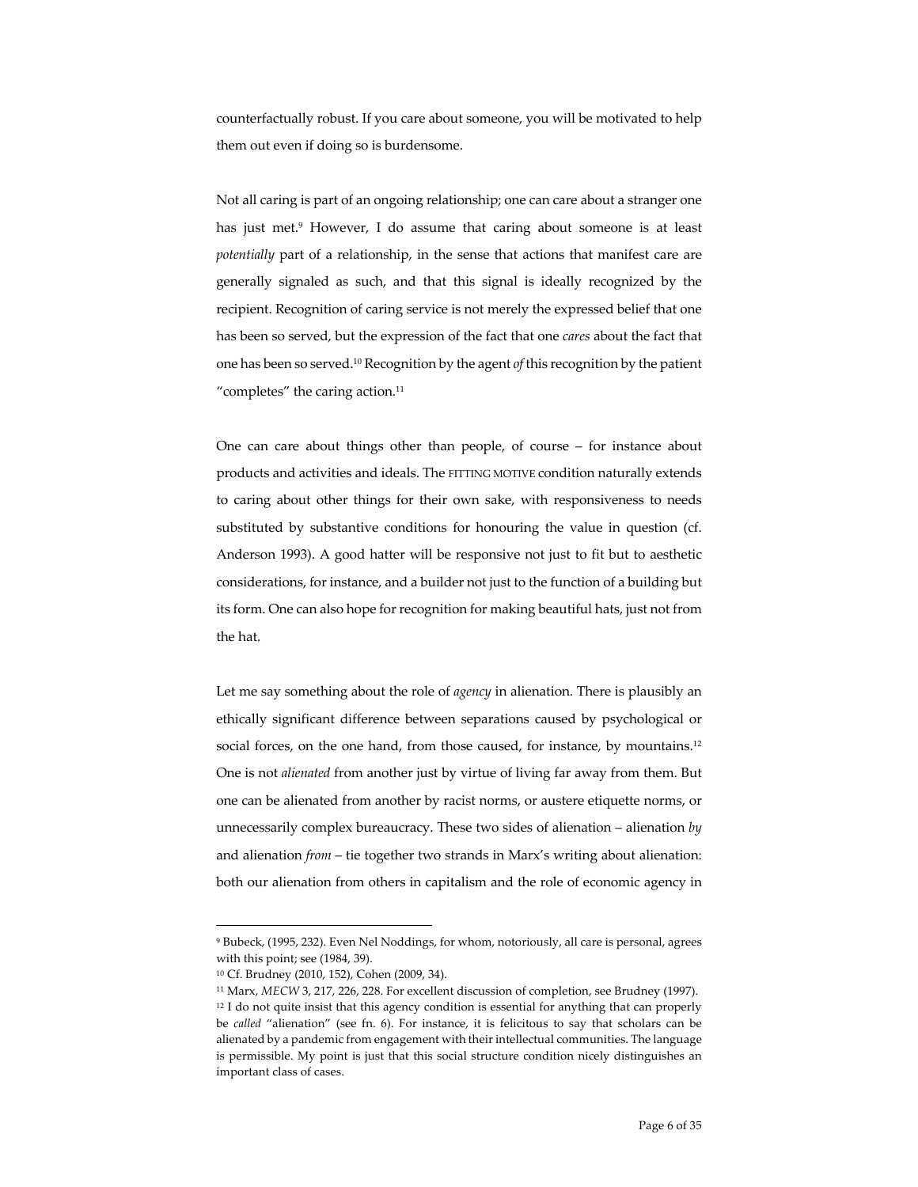counterfactually robust. If you care about someone, you will be motivated to help them out even if doing so is burdensome.

Not all caring is part of an ongoing relationship; one can care about a stranger one has just met.[9] However, I do assume that caring about someone is at least *potentially* part of a relationship, in the sense that actions that manifest care are generally signaled as such, and that this signal is ideally recognized by the recipient. Recognition of caring service is not merely the expressed belief that one has been so served, but the expression of the fact that one *cares* about the fact that one has been so served.[10] Recognition by the agent *of* this recognition by the patient "completes" the caring action.[11]

One can care about things other than people, of course – for instance about products and activities and ideals. The FITTING MOTIVE condition naturally extends to caring about other things for their own sake, with responsiveness to needs substituted by substantive conditions for honouring the value in question (cf. Anderson 1993). A good hatter will be responsive not just to fit but to aesthetic considerations, for instance, and a builder not just to the function of a building but its form. One can also hope for recognition for making beautiful hats, just not from the hat.

Let me say something about the role of *agency* in alienation. There is plausibly an ethically significant difference between separations caused by psychological or social forces, on the one hand, from those caused, for instance, by mountains.[12] One is not *alienated* from another just by virtue of living far away from them. But one can be alienated from another by racist norms, or austere etiquette norms, or unnecessarily complex bureaucracy. These two sides of alienation – alienation *by* and alienation *from* – tie together two strands in Marx's writing about alienation: both our alienation from others in capitalism and the role of economic agency in

---

[9] Bubeck, (1995, 232). Even Nel Noddings, for whom, notoriously, all care is personal, agrees with this point; see (1984, 39).

[10] Cf. Brudney (2010, 152), Cohen (2009, 34).

[11] Marx, *MECW* 3, 217, 226, 228. For excellent discussion of completion, see Brudney (1997).

[12] I do not quite insist that this agency condition is essential for anything that can properly be *called* "alienation" (see fn. 6). For instance, it is felicitous to say that scholars can be alienated by a pandemic from engagement with their intellectual communities. The language is permissible. My point is just that this social structure condition nicely distinguishes an important class of cases.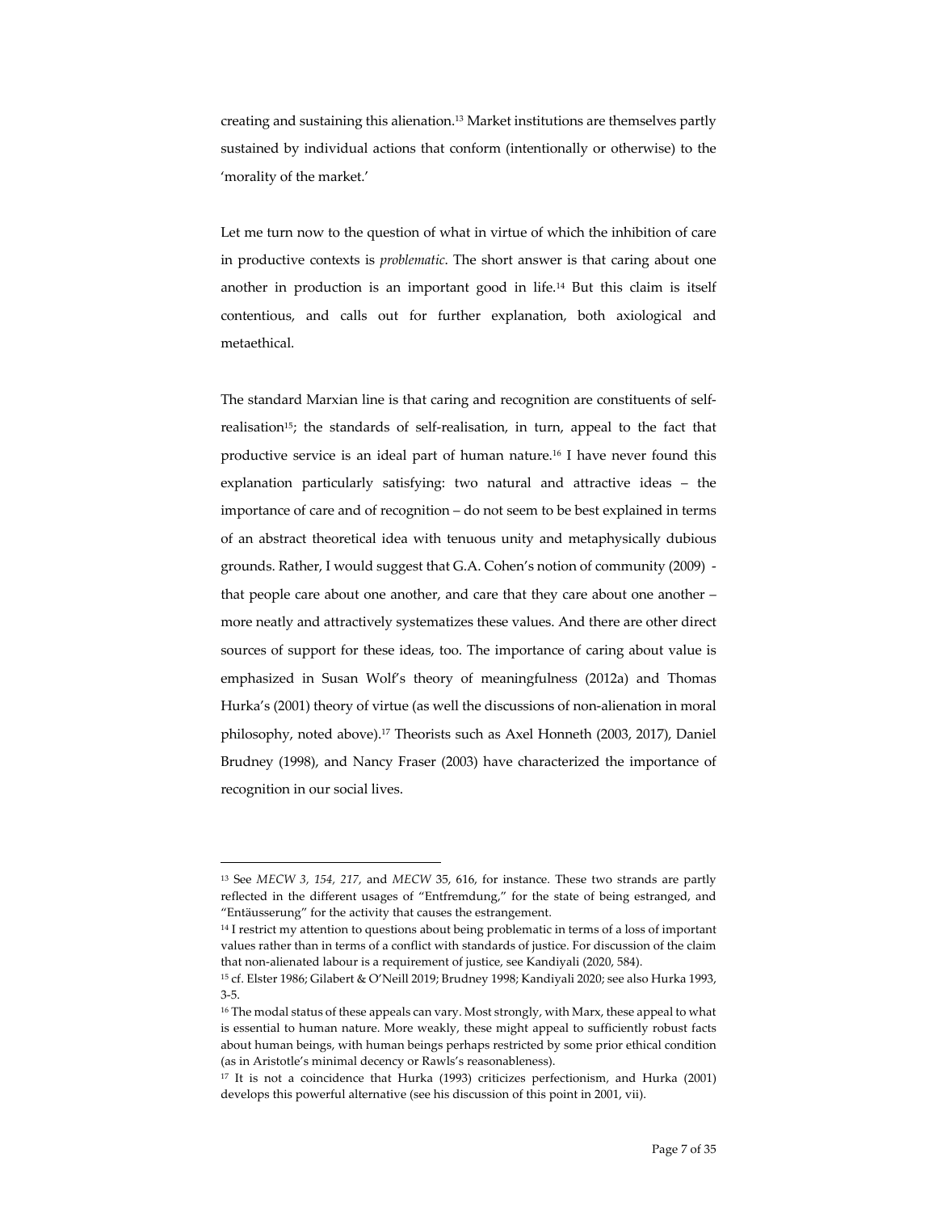creating and sustaining this alienation.[13] Market institutions are themselves partly sustained by individual actions that conform (intentionally or otherwise) to the 'morality of the market.'

Let me turn now to the question of what in virtue of which the inhibition of care in productive contexts is *problematic*. The short answer is that caring about one another in production is an important good in life.[14] But this claim is itself contentious, and calls out for further explanation, both axiological and metaethical.

The standard Marxian line is that caring and recognition are constituents of self-realisation[15]; the standards of self-realisation, in turn, appeal to the fact that productive service is an ideal part of human nature.[16] I have never found this explanation particularly satisfying: two natural and attractive ideas – the importance of care and of recognition – do not seem to be best explained in terms of an abstract theoretical idea with tenuous unity and metaphysically dubious grounds. Rather, I would suggest that G.A. Cohen's notion of community (2009) - that people care about one another, and care that they care about one another – more neatly and attractively systematizes these values. And there are other direct sources of support for these ideas, too. The importance of caring about value is emphasized in Susan Wolf's theory of meaningfulness (2012a) and Thomas Hurka's (2001) theory of virtue (as well the discussions of non-alienation in moral philosophy, noted above).[17] Theorists such as Axel Honneth (2003, 2017), Daniel Brudney (1998), and Nancy Fraser (2003) have characterized the importance of recognition in our social lives.

---

[13] See *MECW 3, 154, 217,* and *MECW* 35, 616, for instance. These two strands are partly reflected in the different usages of "Entfremdung," for the state of being estranged, and "Entäusserung" for the activity that causes the estrangement.

[14] I restrict my attention to questions about being problematic in terms of a loss of important values rather than in terms of a conflict with standards of justice. For discussion of the claim that non-alienated labour is a requirement of justice, see Kandiyali (2020, 584).

[15] cf. Elster 1986; Gilabert & O'Neill 2019; Brudney 1998; Kandiyali 2020; see also Hurka 1993, 3-5.

[16] The modal status of these appeals can vary. Most strongly, with Marx, these appeal to what is essential to human nature. More weakly, these might appeal to sufficiently robust facts about human beings, with human beings perhaps restricted by some prior ethical condition (as in Aristotle's minimal decency or Rawls's reasonableness).

[17] It is not a coincidence that Hurka (1993) criticizes perfectionism, and Hurka (2001) develops this powerful alternative (see his discussion of this point in 2001, vii).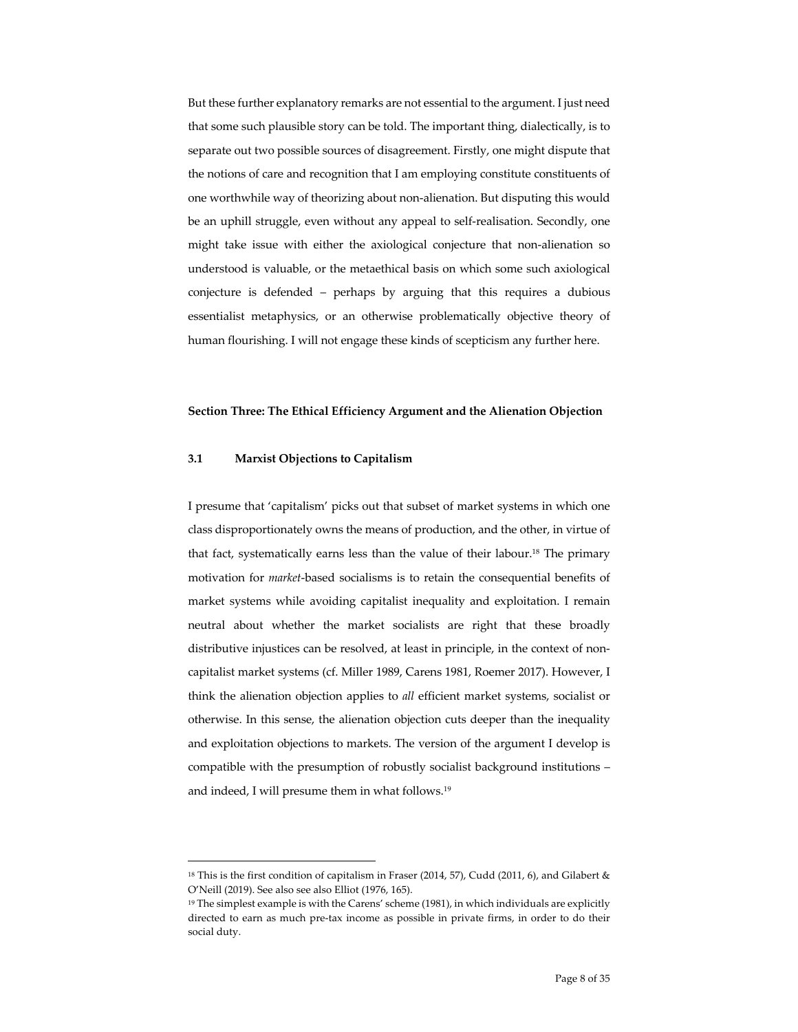But these further explanatory remarks are not essential to the argument. I just need that some such plausible story can be told. The important thing, dialectically, is to separate out two possible sources of disagreement. Firstly, one might dispute that the notions of care and recognition that I am employing constitute constituents of one worthwhile way of theorizing about non-alienation. But disputing this would be an uphill struggle, even without any appeal to self-realisation. Secondly, one might take issue with either the axiological conjecture that non-alienation so understood is valuable, or the metaethical basis on which some such axiological conjecture is defended – perhaps by arguing that this requires a dubious essentialist metaphysics, or an otherwise problematically objective theory of human flourishing. I will not engage these kinds of scepticism any further here.

## Section Three: The Ethical Efficiency Argument and the Alienation Objection

### 3.1 Marxist Objections to Capitalism

I presume that 'capitalism' picks out that subset of market systems in which one class disproportionately owns the means of production, and the other, in virtue of that fact, systematically earns less than the value of their labour.[18] The primary motivation for *market*-based socialisms is to retain the consequential benefits of market systems while avoiding capitalist inequality and exploitation. I remain neutral about whether the market socialists are right that these broadly distributive injustices can be resolved, at least in principle, in the context of non-capitalist market systems (cf. Miller 1989, Carens 1981, Roemer 2017). However, I think the alienation objection applies to *all* efficient market systems, socialist or otherwise. In this sense, the alienation objection cuts deeper than the inequality and exploitation objections to markets. The version of the argument I develop is compatible with the presumption of robustly socialist background institutions – and indeed, I will presume them in what follows.[19]

---

[18] This is the first condition of capitalism in Fraser (2014, 57), Cudd (2011, 6), and Gilabert & O'Neill (2019). See also see also Elliot (1976, 165).

[19] The simplest example is with the Carens' scheme (1981), in which individuals are explicitly directed to earn as much pre-tax income as possible in private firms, in order to do their social duty.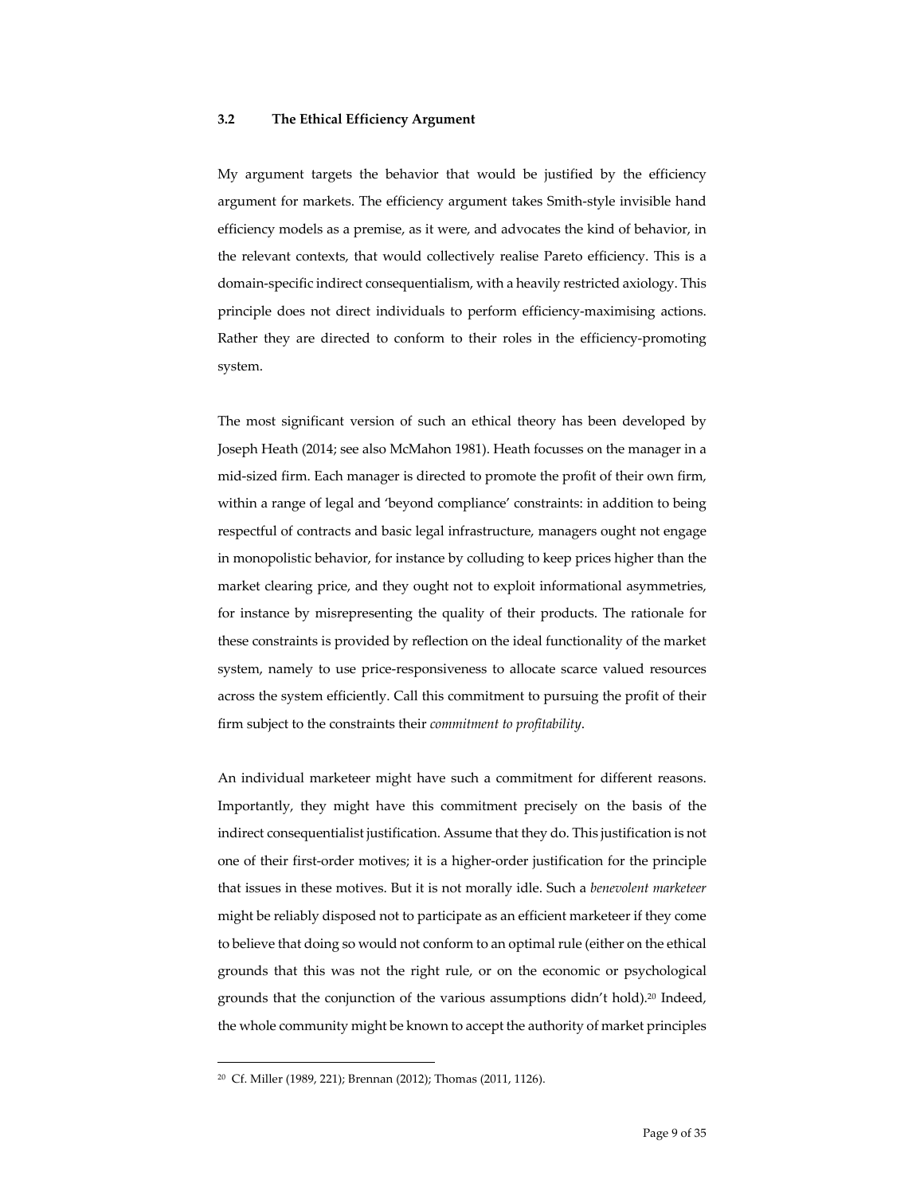### 3.2 The Ethical Efficiency Argument

My argument targets the behavior that would be justified by the efficiency argument for markets. The efficiency argument takes Smith-style invisible hand efficiency models as a premise, as it were, and advocates the kind of behavior, in the relevant contexts, that would collectively realise Pareto efficiency. This is a domain-specific indirect consequentialism, with a heavily restricted axiology. This principle does not direct individuals to perform efficiency-maximising actions. Rather they are directed to conform to their roles in the efficiency-promoting system.

The most significant version of such an ethical theory has been developed by Joseph Heath (2014; see also McMahon 1981). Heath focusses on the manager in a mid-sized firm. Each manager is directed to promote the profit of their own firm, within a range of legal and 'beyond compliance' constraints: in addition to being respectful of contracts and basic legal infrastructure, managers ought not engage in monopolistic behavior, for instance by colluding to keep prices higher than the market clearing price, and they ought not to exploit informational asymmetries, for instance by misrepresenting the quality of their products. The rationale for these constraints is provided by reflection on the ideal functionality of the market system, namely to use price-responsiveness to allocate scarce valued resources across the system efficiently. Call this commitment to pursuing the profit of their firm subject to the constraints their *commitment to profitability*.

An individual marketeer might have such a commitment for different reasons. Importantly, they might have this commitment precisely on the basis of the indirect consequentialist justification. Assume that they do. This justification is not one of their first-order motives; it is a higher-order justification for the principle that issues in these motives. But it is not morally idle. Such a *benevolent marketeer* might be reliably disposed not to participate as an efficient marketeer if they come to believe that doing so would not conform to an optimal rule (either on the ethical grounds that this was not the right rule, or on the economic or psychological grounds that the conjunction of the various assumptions didn't hold).[20] Indeed, the whole community might be known to accept the authority of market principles

[20] Cf. Miller (1989, 221); Brennan (2012); Thomas (2011, 1126).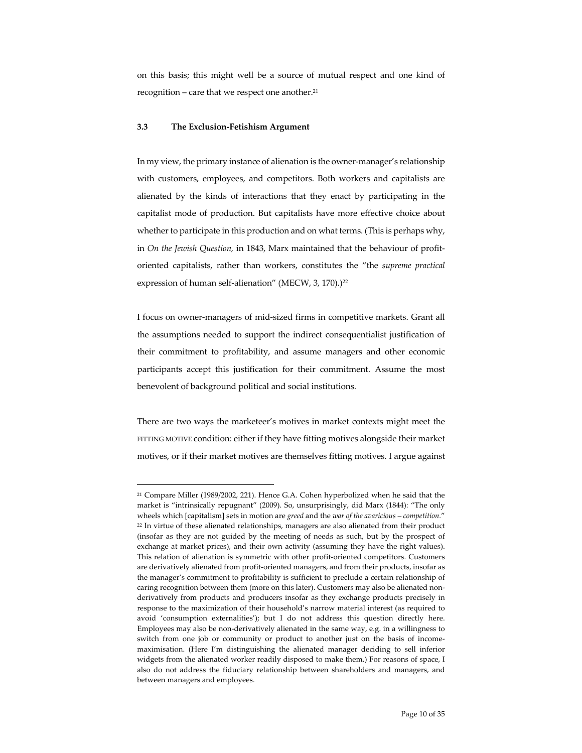on this basis; this might well be a source of mutual respect and one kind of recognition – care that we respect one another.[21]

### 3.3 The Exclusion-Fetishism Argument

In my view, the primary instance of alienation is the owner-manager's relationship with customers, employees, and competitors. Both workers and capitalists are alienated by the kinds of interactions that they enact by participating in the capitalist mode of production. But capitalists have more effective choice about whether to participate in this production and on what terms. (This is perhaps why, in *On the Jewish Question,* in 1843, Marx maintained that the behaviour of profit-oriented capitalists, rather than workers, constitutes the "the *supreme practical* expression of human self-alienation" (MECW, 3, 170).)[22]

I focus on owner-managers of mid-sized firms in competitive markets. Grant all the assumptions needed to support the indirect consequentialist justification of their commitment to profitability, and assume managers and other economic participants accept this justification for their commitment. Assume the most benevolent of background political and social institutions.

There are two ways the marketeer's motives in market contexts might meet the FITTING MOTIVE condition: either if they have fitting motives alongside their market motives, or if their market motives are themselves fitting motives. I argue against

---

[21] Compare Miller (1989/2002, 221). Hence G.A. Cohen hyperbolized when he said that the market is "intrinsically repugnant" (2009). So, unsurprisingly, did Marx (1844): "The only wheels which [capitalism] sets in motion are *greed* and the *war of the avaricious – competition*."

[22] In virtue of these alienated relationships, managers are also alienated from their product (insofar as they are not guided by the meeting of needs as such, but by the prospect of exchange at market prices), and their own activity (assuming they have the right values). This relation of alienation is symmetric with other profit-oriented competitors. Customers are derivatively alienated from profit-oriented managers, and from their products, insofar as the manager's commitment to profitability is sufficient to preclude a certain relationship of caring recognition between them (more on this later). Customers may also be alienated non-derivatively from products and producers insofar as they exchange products precisely in response to the maximization of their household's narrow material interest (as required to avoid 'consumption externalities'); but I do not address this question directly here. Employees may also be non-derivatively alienated in the same way, e.g. in a willingness to switch from one job or community or product to another just on the basis of income-maximisation. (Here I'm distinguishing the alienated manager deciding to sell inferior widgets from the alienated worker readily disposed to make them.) For reasons of space, I also do not address the fiduciary relationship between shareholders and managers, and between managers and employees.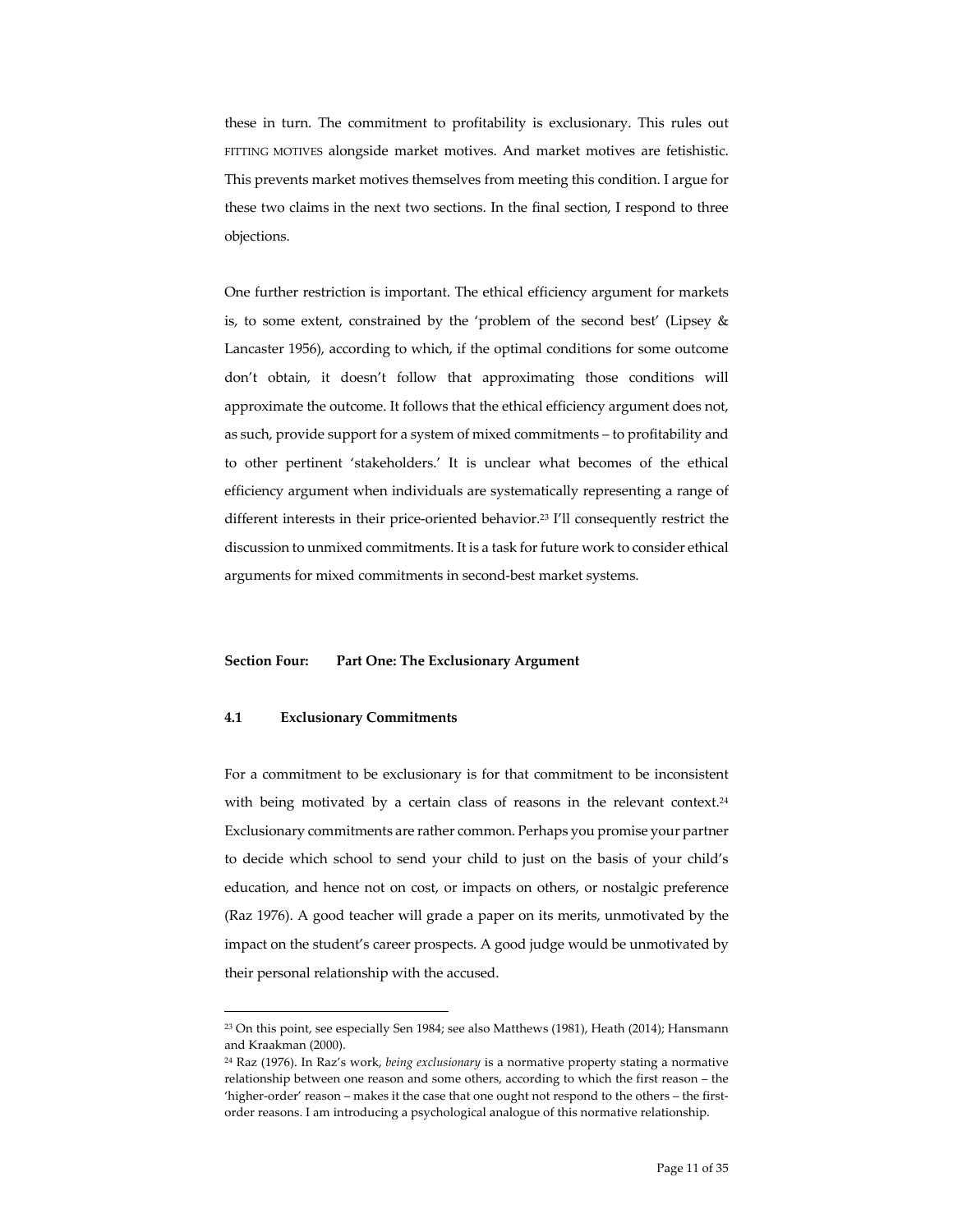these in turn. The commitment to profitability is exclusionary. This rules out FITTING MOTIVES alongside market motives. And market motives are fetishistic. This prevents market motives themselves from meeting this condition. I argue for these two claims in the next two sections. In the final section, I respond to three objections.

One further restriction is important. The ethical efficiency argument for markets is, to some extent, constrained by the 'problem of the second best' (Lipsey & Lancaster 1956), according to which, if the optimal conditions for some outcome don't obtain, it doesn't follow that approximating those conditions will approximate the outcome. It follows that the ethical efficiency argument does not, as such, provide support for a system of mixed commitments – to profitability and to other pertinent 'stakeholders.' It is unclear what becomes of the ethical efficiency argument when individuals are systematically representing a range of different interests in their price-oriented behavior.[23] I'll consequently restrict the discussion to unmixed commitments. It is a task for future work to consider ethical arguments for mixed commitments in second-best market systems.

## Section Four: Part One: The Exclusionary Argument

### 4.1 Exclusionary Commitments

For a commitment to be exclusionary is for that commitment to be inconsistent with being motivated by a certain class of reasons in the relevant context.[24] Exclusionary commitments are rather common. Perhaps you promise your partner to decide which school to send your child to just on the basis of your child's education, and hence not on cost, or impacts on others, or nostalgic preference (Raz 1976). A good teacher will grade a paper on its merits, unmotivated by the impact on the student's career prospects. A good judge would be unmotivated by their personal relationship with the accused.

---

[23] On this point, see especially Sen 1984; see also Matthews (1981), Heath (2014); Hansmann and Kraakman (2000).

[24] Raz (1976). In Raz's work, *being exclusionary* is a normative property stating a normative relationship between one reason and some others, according to which the first reason – the 'higher-order' reason – makes it the case that one ought not respond to the others – the first-order reasons. I am introducing a psychological analogue of this normative relationship.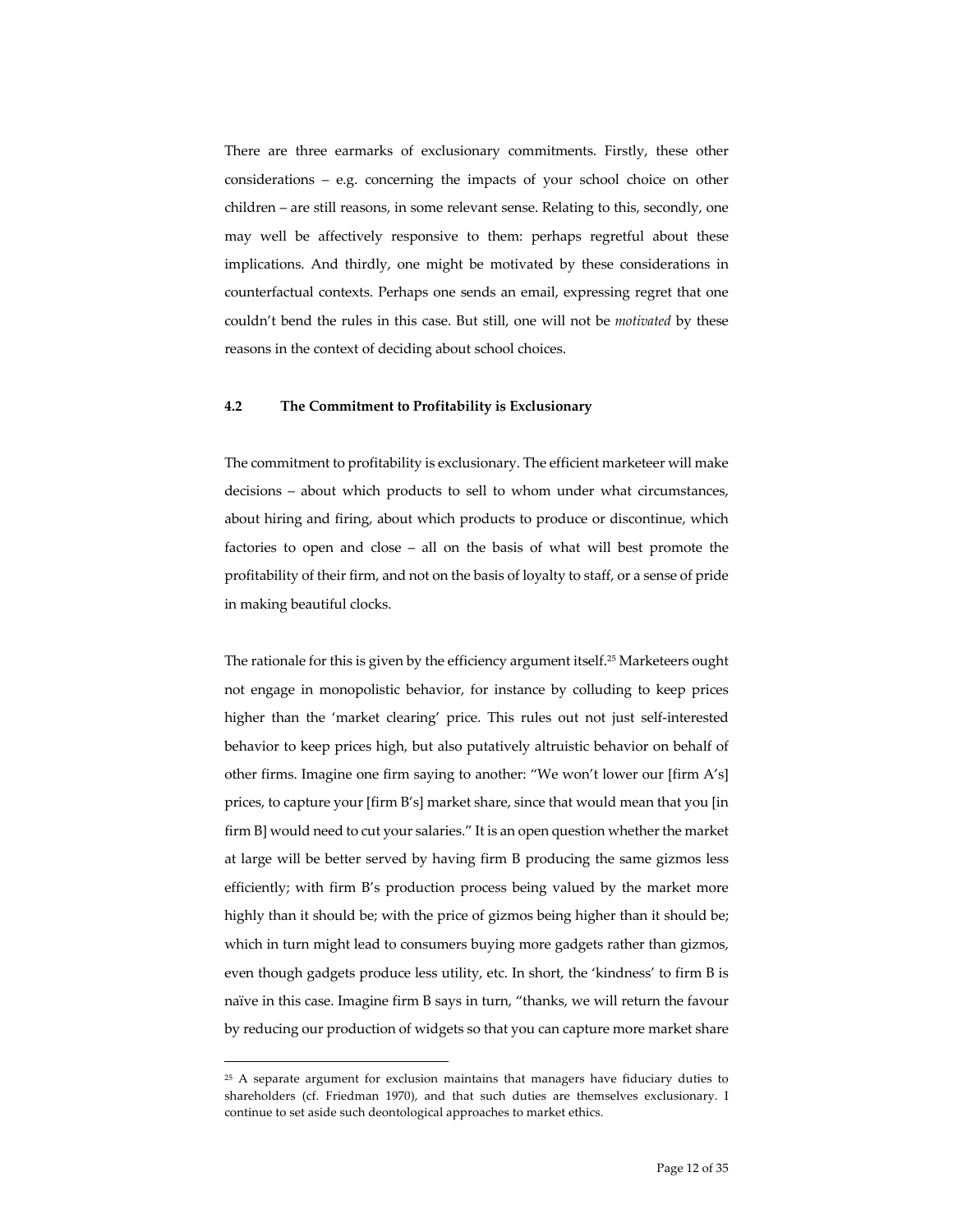There are three earmarks of exclusionary commitments. Firstly, these other considerations – e.g. concerning the impacts of your school choice on other children – are still reasons, in some relevant sense. Relating to this, secondly, one may well be affectively responsive to them: perhaps regretful about these implications. And thirdly, one might be motivated by these considerations in counterfactual contexts. Perhaps one sends an email, expressing regret that one couldn't bend the rules in this case. But still, one will not be *motivated* by these reasons in the context of deciding about school choices.

### 4.2 The Commitment to Profitability is Exclusionary

The commitment to profitability is exclusionary. The efficient marketeer will make decisions – about which products to sell to whom under what circumstances, about hiring and firing, about which products to produce or discontinue, which factories to open and close – all on the basis of what will best promote the profitability of their firm, and not on the basis of loyalty to staff, or a sense of pride in making beautiful clocks.

The rationale for this is given by the efficiency argument itself.[25] Marketeers ought not engage in monopolistic behavior, for instance by colluding to keep prices higher than the 'market clearing' price. This rules out not just self-interested behavior to keep prices high, but also putatively altruistic behavior on behalf of other firms. Imagine one firm saying to another: "We won't lower our [firm A's] prices, to capture your [firm B's] market share, since that would mean that you [in firm B] would need to cut your salaries." It is an open question whether the market at large will be better served by having firm B producing the same gizmos less efficiently; with firm B's production process being valued by the market more highly than it should be; with the price of gizmos being higher than it should be; which in turn might lead to consumers buying more gadgets rather than gizmos, even though gadgets produce less utility, etc. In short, the 'kindness' to firm B is naïve in this case. Imagine firm B says in turn, "thanks, we will return the favour by reducing our production of widgets so that you can capture more market share

---

[25] A separate argument for exclusion maintains that managers have fiduciary duties to shareholders (cf. Friedman 1970), and that such duties are themselves exclusionary. I continue to set aside such deontological approaches to market ethics.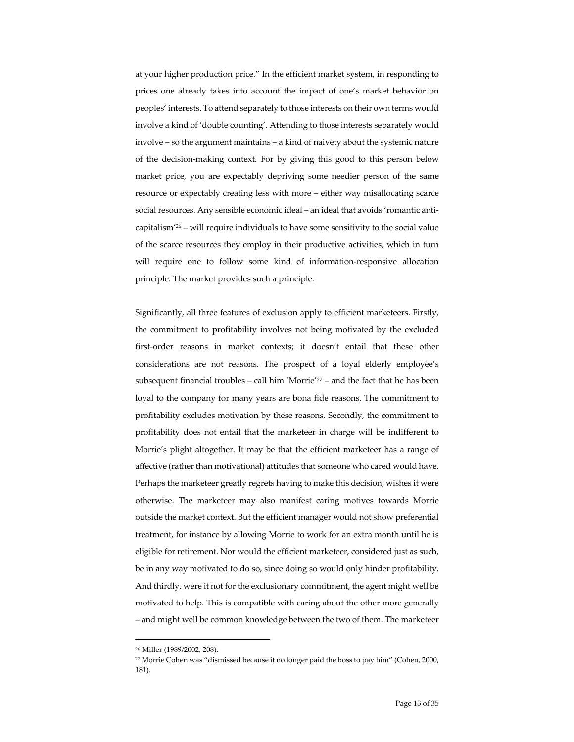at your higher production price." In the efficient market system, in responding to prices one already takes into account the impact of one's market behavior on peoples' interests. To attend separately to those interests on their own terms would involve a kind of 'double counting'. Attending to those interests separately would involve – so the argument maintains – a kind of naivety about the systemic nature of the decision-making context. For by giving this good to this person below market price, you are expectably depriving some needier person of the same resource or expectably creating less with more – either way misallocating scarce social resources. Any sensible economic ideal – an ideal that avoids 'romantic anti-capitalism'[26] – will require individuals to have some sensitivity to the social value of the scarce resources they employ in their productive activities, which in turn will require one to follow some kind of information-responsive allocation principle. The market provides such a principle.

Significantly, all three features of exclusion apply to efficient marketeers. Firstly, the commitment to profitability involves not being motivated by the excluded first-order reasons in market contexts; it doesn't entail that these other considerations are not reasons. The prospect of a loyal elderly employee's subsequent financial troubles – call him 'Morrie'[27] – and the fact that he has been loyal to the company for many years are bona fide reasons. The commitment to profitability excludes motivation by these reasons. Secondly, the commitment to profitability does not entail that the marketeer in charge will be indifferent to Morrie's plight altogether. It may be that the efficient marketeer has a range of affective (rather than motivational) attitudes that someone who cared would have. Perhaps the marketeer greatly regrets having to make this decision; wishes it were otherwise. The marketeer may also manifest caring motives towards Morrie outside the market context. But the efficient manager would not show preferential treatment, for instance by allowing Morrie to work for an extra month until he is eligible for retirement. Nor would the efficient marketeer, considered just as such, be in any way motivated to do so, since doing so would only hinder profitability. And thirdly, were it not for the exclusionary commitment, the agent might well be motivated to help. This is compatible with caring about the other more generally – and might well be common knowledge between the two of them. The marketeer

---

[26] Miller (1989/2002, 208).

[27] Morrie Cohen was "dismissed because it no longer paid the boss to pay him" (Cohen, 2000, 181).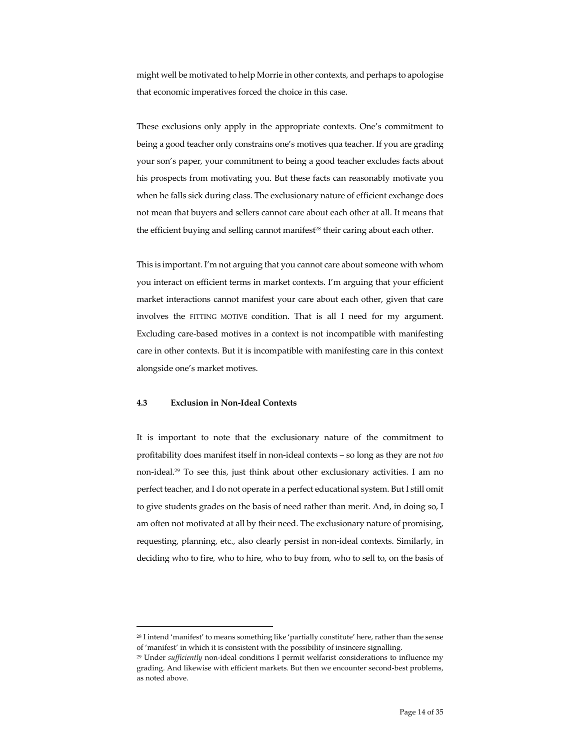might well be motivated to help Morrie in other contexts, and perhaps to apologise that economic imperatives forced the choice in this case.

These exclusions only apply in the appropriate contexts. One's commitment to being a good teacher only constrains one's motives qua teacher. If you are grading your son's paper, your commitment to being a good teacher excludes facts about his prospects from motivating you. But these facts can reasonably motivate you when he falls sick during class. The exclusionary nature of efficient exchange does not mean that buyers and sellers cannot care about each other at all. It means that the efficient buying and selling cannot manifest[28] their caring about each other.

This is important. I'm not arguing that you cannot care about someone with whom you interact on efficient terms in market contexts. I'm arguing that your efficient market interactions cannot manifest your care about each other, given that care involves the FITTING MOTIVE condition. That is all I need for my argument. Excluding care-based motives in a context is not incompatible with manifesting care in other contexts. But it is incompatible with manifesting care in this context alongside one's market motives.

### 4.3 Exclusion in Non-Ideal Contexts

It is important to note that the exclusionary nature of the commitment to profitability does manifest itself in non-ideal contexts – so long as they are not *too* non-ideal.[29] To see this, just think about other exclusionary activities. I am no perfect teacher, and I do not operate in a perfect educational system. But I still omit to give students grades on the basis of need rather than merit. And, in doing so, I am often not motivated at all by their need. The exclusionary nature of promising, requesting, planning, etc., also clearly persist in non-ideal contexts. Similarly, in deciding who to fire, who to hire, who to buy from, who to sell to, on the basis of

---

[28] I intend 'manifest' to means something like 'partially constitute' here, rather than the sense of 'manifest' in which it is consistent with the possibility of insincere signalling.

[29] Under *sufficiently* non-ideal conditions I permit welfarist considerations to influence my grading. And likewise with efficient markets. But then we encounter second-best problems, as noted above.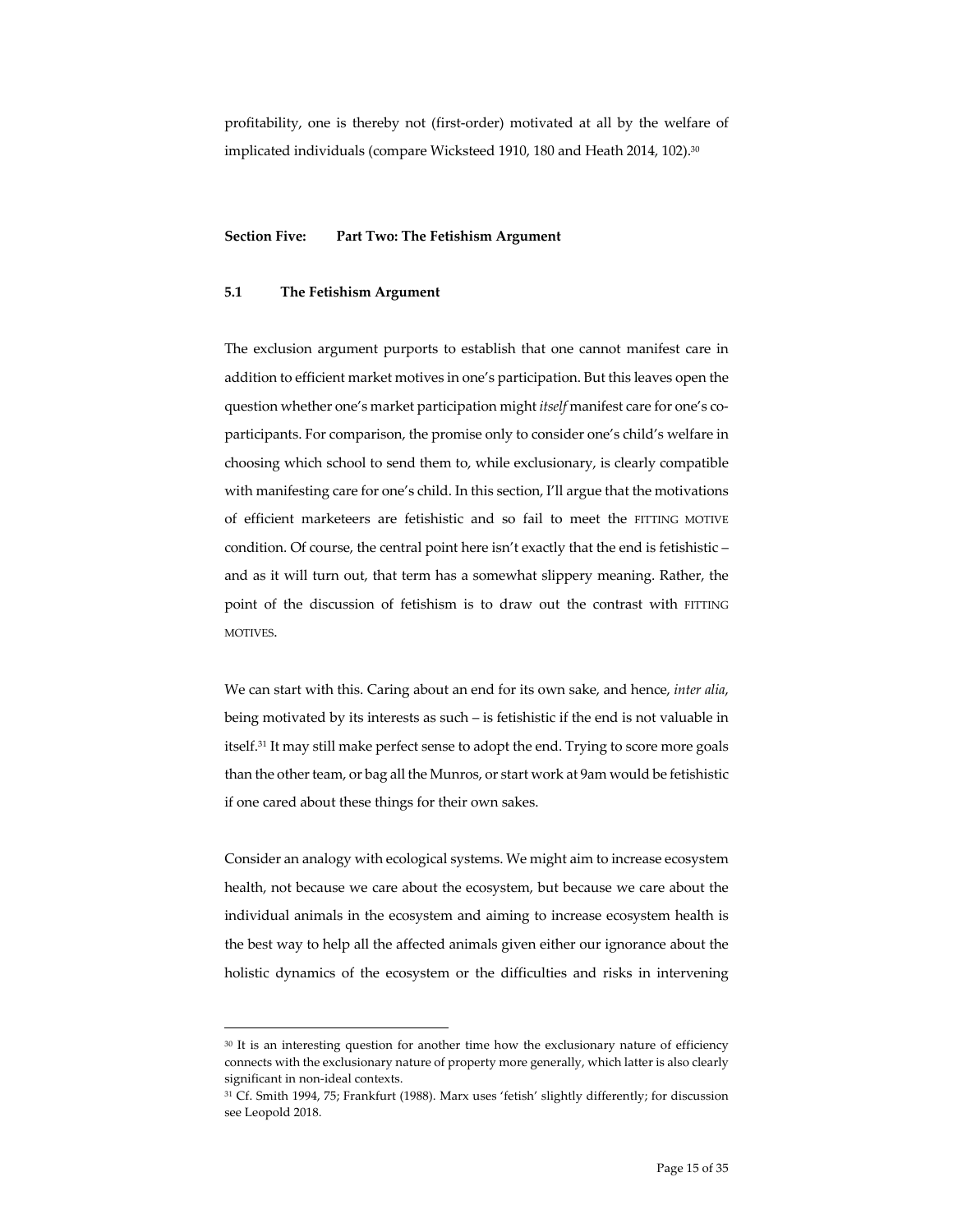profitability, one is thereby not (first-order) motivated at all by the welfare of implicated individuals (compare Wicksteed 1910, 180 and Heath 2014, 102).[30]

## Section Five: Part Two: The Fetishism Argument

### 5.1 The Fetishism Argument

The exclusion argument purports to establish that one cannot manifest care in addition to efficient market motives in one's participation. But this leaves open the question whether one's market participation might *itself* manifest care for one's co-participants. For comparison, the promise only to consider one's child's welfare in choosing which school to send them to, while exclusionary, is clearly compatible with manifesting care for one's child. In this section, I'll argue that the motivations of efficient marketeers are fetishistic and so fail to meet the FITTING MOTIVE condition. Of course, the central point here isn't exactly that the end is fetishistic – and as it will turn out, that term has a somewhat slippery meaning. Rather, the point of the discussion of fetishism is to draw out the contrast with FITTING MOTIVES.

We can start with this. Caring about an end for its own sake, and hence, *inter alia*, being motivated by its interests as such – is fetishistic if the end is not valuable in itself.[31] It may still make perfect sense to adopt the end. Trying to score more goals than the other team, or bag all the Munros, or start work at 9am would be fetishistic if one cared about these things for their own sakes.

Consider an analogy with ecological systems. We might aim to increase ecosystem health, not because we care about the ecosystem, but because we care about the individual animals in the ecosystem and aiming to increase ecosystem health is the best way to help all the affected animals given either our ignorance about the holistic dynamics of the ecosystem or the difficulties and risks in intervening

---

[30] It is an interesting question for another time how the exclusionary nature of efficiency connects with the exclusionary nature of property more generally, which latter is also clearly significant in non-ideal contexts.

[31] Cf. Smith 1994, 75; Frankfurt (1988). Marx uses 'fetish' slightly differently; for discussion see Leopold 2018.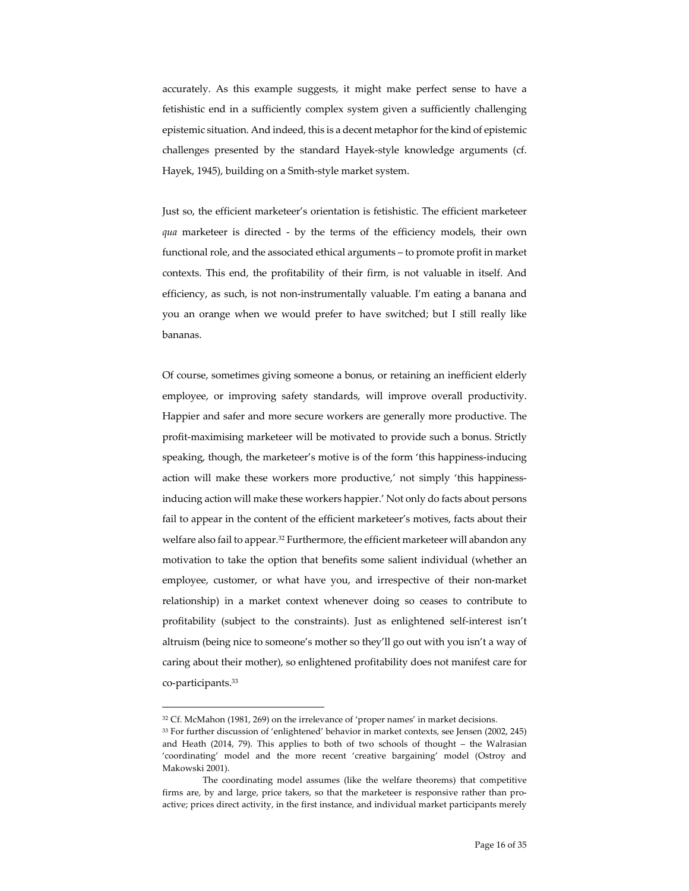accurately. As this example suggests, it might make perfect sense to have a fetishistic end in a sufficiently complex system given a sufficiently challenging epistemic situation. And indeed, this is a decent metaphor for the kind of epistemic challenges presented by the standard Hayek-style knowledge arguments (cf. Hayek, 1945), building on a Smith-style market system.

Just so, the efficient marketeer's orientation is fetishistic. The efficient marketeer *qua* marketeer is directed - by the terms of the efficiency models, their own functional role, and the associated ethical arguments – to promote profit in market contexts. This end, the profitability of their firm, is not valuable in itself. And efficiency, as such, is not non-instrumentally valuable. I'm eating a banana and you an orange when we would prefer to have switched; but I still really like bananas.

Of course, sometimes giving someone a bonus, or retaining an inefficient elderly employee, or improving safety standards, will improve overall productivity. Happier and safer and more secure workers are generally more productive. The profit-maximising marketeer will be motivated to provide such a bonus. Strictly speaking, though, the marketeer's motive is of the form 'this happiness-inducing action will make these workers more productive,' not simply 'this happiness-inducing action will make these workers happier.' Not only do facts about persons fail to appear in the content of the efficient marketeer's motives, facts about their welfare also fail to appear.[32] Furthermore, the efficient marketeer will abandon any motivation to take the option that benefits some salient individual (whether an employee, customer, or what have you, and irrespective of their non-market relationship) in a market context whenever doing so ceases to contribute to profitability (subject to the constraints). Just as enlightened self-interest isn't altruism (being nice to someone's mother so they'll go out with you isn't a way of caring about their mother), so enlightened profitability does not manifest care for co-participants.[33]

---

[32] Cf. McMahon (1981, 269) on the irrelevance of 'proper names' in market decisions.

[33] For further discussion of 'enlightened' behavior in market contexts, see Jensen (2002, 245) and Heath (2014, 79). This applies to both of two schools of thought – the Walrasian 'coordinating' model and the more recent 'creative bargaining' model (Ostroy and Makowski 2001).

The coordinating model assumes (like the welfare theorems) that competitive firms are, by and large, price takers, so that the marketeer is responsive rather than pro-active; prices direct activity, in the first instance, and individual market participants merely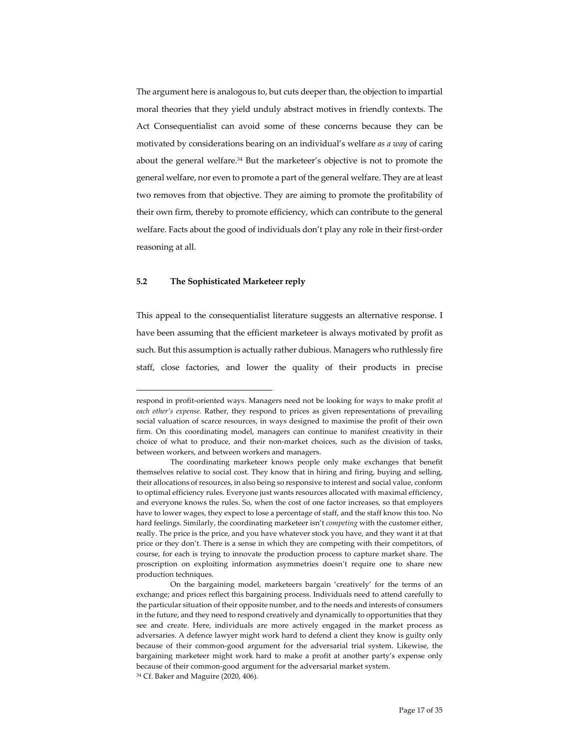The argument here is analogous to, but cuts deeper than, the objection to impartial moral theories that they yield unduly abstract motives in friendly contexts. The Act Consequentialist can avoid some of these concerns because they can be motivated by considerations bearing on an individual's welfare *as a way* of caring about the general welfare.[34] But the marketeer's objective is not to promote the general welfare, nor even to promote a part of the general welfare. They are at least two removes from that objective. They are aiming to promote the profitability of their own firm, thereby to promote efficiency, which can contribute to the general welfare. Facts about the good of individuals don't play any role in their first-order reasoning at all.

### 5.2 The Sophisticated Marketeer reply

This appeal to the consequentialist literature suggests an alternative response. I have been assuming that the efficient marketeer is always motivated by profit as such. But this assumption is actually rather dubious. Managers who ruthlessly fire staff, close factories, and lower the quality of their products in precise

---

respond in profit-oriented ways. Managers need not be looking for ways to make profit *at each other's expense.* Rather, they respond to prices as given representations of prevailing social valuation of scarce resources, in ways designed to maximise the profit of their own firm. On this coordinating model, managers can continue to manifest creativity in their choice of what to produce, and their non-market choices, such as the division of tasks, between workers, and between workers and managers.

The coordinating marketeer knows people only make exchanges that benefit themselves relative to social cost. They know that in hiring and firing, buying and selling, their allocations of resources, in also being so responsive to interest and social value, conform to optimal efficiency rules. Everyone just wants resources allocated with maximal efficiency, and everyone knows the rules. So, when the cost of one factor increases, so that employers have to lower wages, they expect to lose a percentage of staff, and the staff know this too. No hard feelings. Similarly, the coordinating marketeer isn't *competing* with the customer either, really. The price is the price, and you have whatever stock you have, and they want it at that price or they don't. There is a sense in which they are competing with their competitors, of course, for each is trying to innovate the production process to capture market share. The proscription on exploiting information asymmetries doesn't require one to share new production techniques.

On the bargaining model, marketeers bargain 'creatively' for the terms of an exchange; and prices reflect this bargaining process. Individuals need to attend carefully to the particular situation of their opposite number, and to the needs and interests of consumers in the future, and they need to respond creatively and dynamically to opportunities that they see and create. Here, individuals are more actively engaged in the market process as adversaries. A defence lawyer might work hard to defend a client they know is guilty only because of their common-good argument for the adversarial trial system. Likewise, the bargaining marketeer might work hard to make a profit at another party's expense only because of their common-good argument for the adversarial market system.

[34] Cf. Baker and Maguire (2020, 406).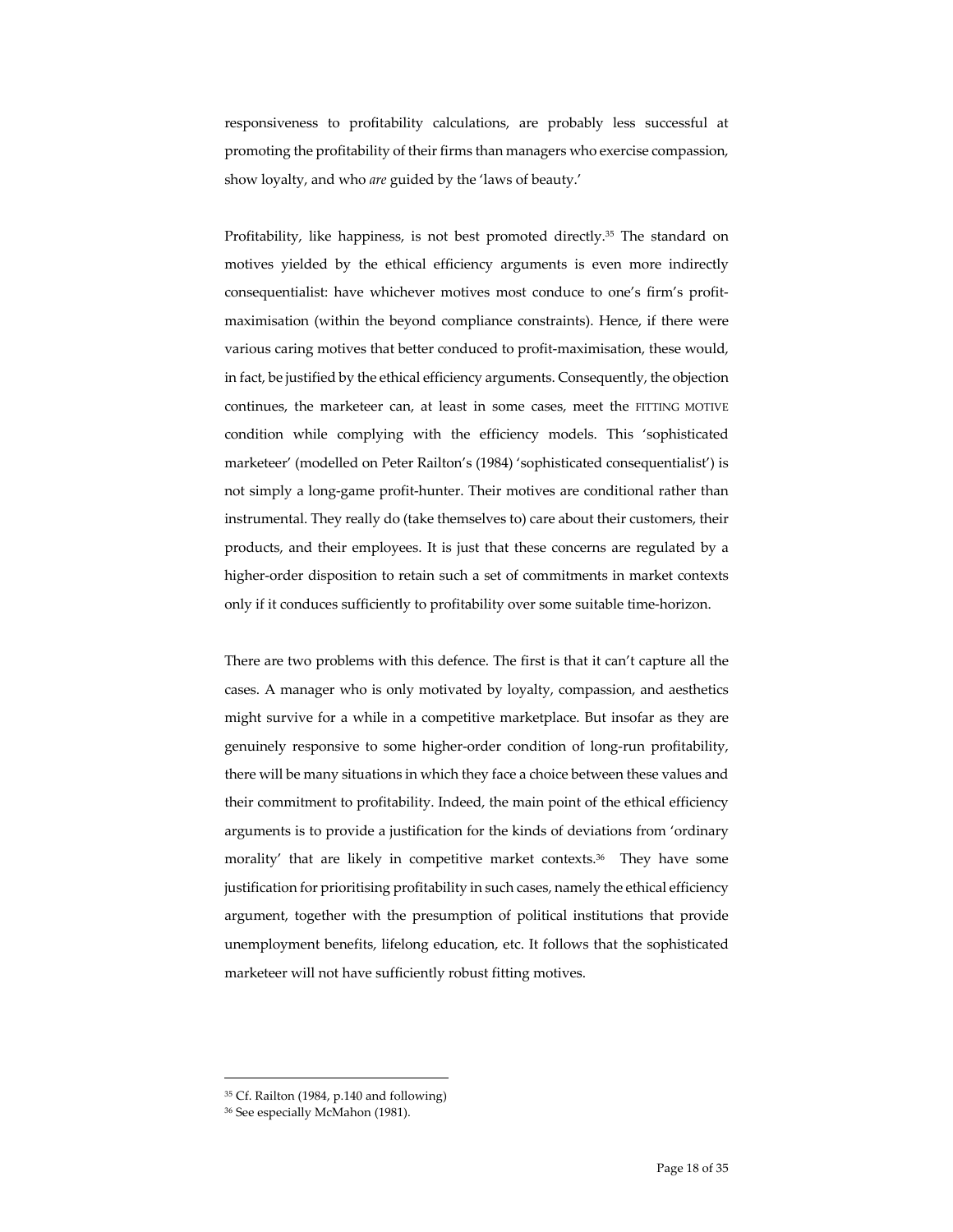responsiveness to profitability calculations, are probably less successful at promoting the profitability of their firms than managers who exercise compassion, show loyalty, and who *are* guided by the 'laws of beauty.'

Profitability, like happiness, is not best promoted directly.[35] The standard on motives yielded by the ethical efficiency arguments is even more indirectly consequentialist: have whichever motives most conduce to one's firm's profit-maximisation (within the beyond compliance constraints). Hence, if there were various caring motives that better conduced to profit-maximisation, these would, in fact, be justified by the ethical efficiency arguments. Consequently, the objection continues, the marketeer can, at least in some cases, meet the FITTING MOTIVE condition while complying with the efficiency models. This 'sophisticated marketeer' (modelled on Peter Railton's (1984) 'sophisticated consequentialist') is not simply a long-game profit-hunter. Their motives are conditional rather than instrumental. They really do (take themselves to) care about their customers, their products, and their employees. It is just that these concerns are regulated by a higher-order disposition to retain such a set of commitments in market contexts only if it conduces sufficiently to profitability over some suitable time-horizon.

There are two problems with this defence. The first is that it can't capture all the cases. A manager who is only motivated by loyalty, compassion, and aesthetics might survive for a while in a competitive marketplace. But insofar as they are genuinely responsive to some higher-order condition of long-run profitability, there will be many situations in which they face a choice between these values and their commitment to profitability. Indeed, the main point of the ethical efficiency arguments is to provide a justification for the kinds of deviations from 'ordinary morality' that are likely in competitive market contexts.[36] They have some justification for prioritising profitability in such cases, namely the ethical efficiency argument, together with the presumption of political institutions that provide unemployment benefits, lifelong education, etc. It follows that the sophisticated marketeer will not have sufficiently robust fitting motives.

---

[35] Cf. Railton (1984, p.140 and following)

[36] See especially McMahon (1981).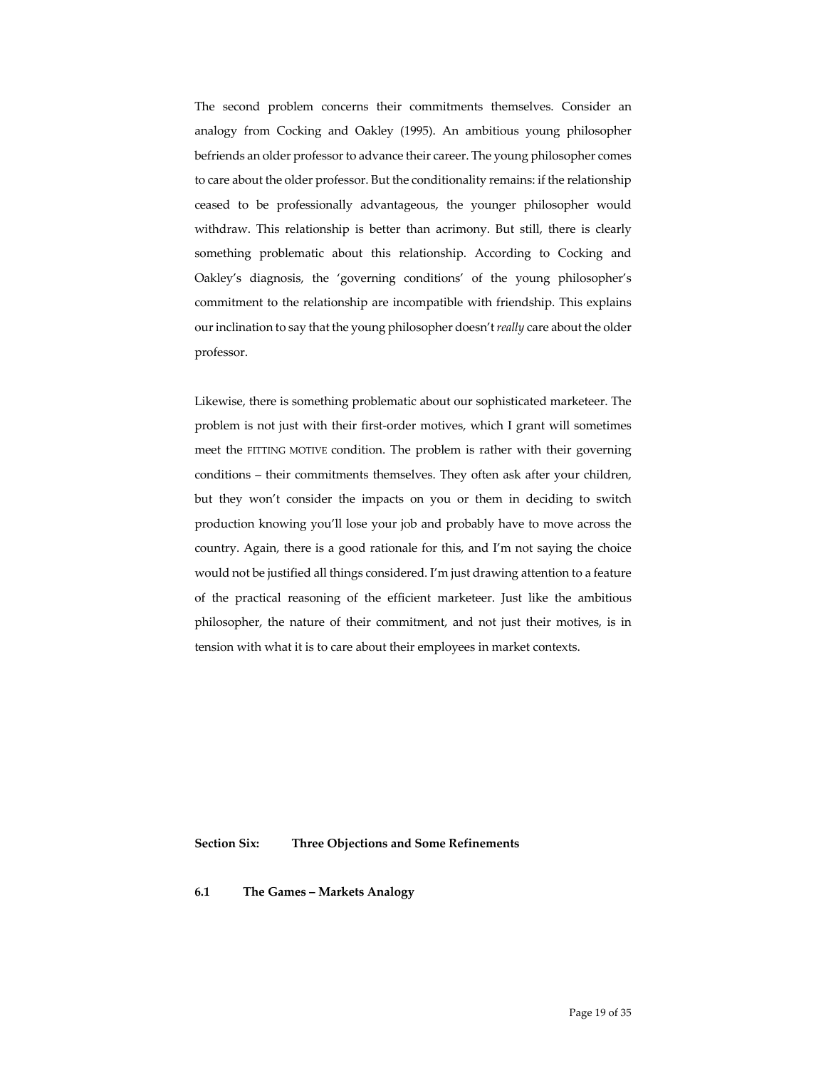The second problem concerns their commitments themselves. Consider an analogy from Cocking and Oakley (1995). An ambitious young philosopher befriends an older professor to advance their career. The young philosopher comes to care about the older professor. But the conditionality remains: if the relationship ceased to be professionally advantageous, the younger philosopher would withdraw. This relationship is better than acrimony. But still, there is clearly something problematic about this relationship. According to Cocking and Oakley's diagnosis, the 'governing conditions' of the young philosopher's commitment to the relationship are incompatible with friendship. This explains our inclination to say that the young philosopher doesn't *really* care about the older professor.

Likewise, there is something problematic about our sophisticated marketeer. The problem is not just with their first-order motives, which I grant will sometimes meet the FITTING MOTIVE condition. The problem is rather with their governing conditions – their commitments themselves. They often ask after your children, but they won't consider the impacts on you or them in deciding to switch production knowing you'll lose your job and probably have to move across the country. Again, there is a good rationale for this, and I'm not saying the choice would not be justified all things considered. I'm just drawing attention to a feature of the practical reasoning of the efficient marketeer. Just like the ambitious philosopher, the nature of their commitment, and not just their motives, is in tension with what it is to care about their employees in market contexts.

## Section Six: Three Objections and Some Refinements

### 6.1 The Games – Markets Analogy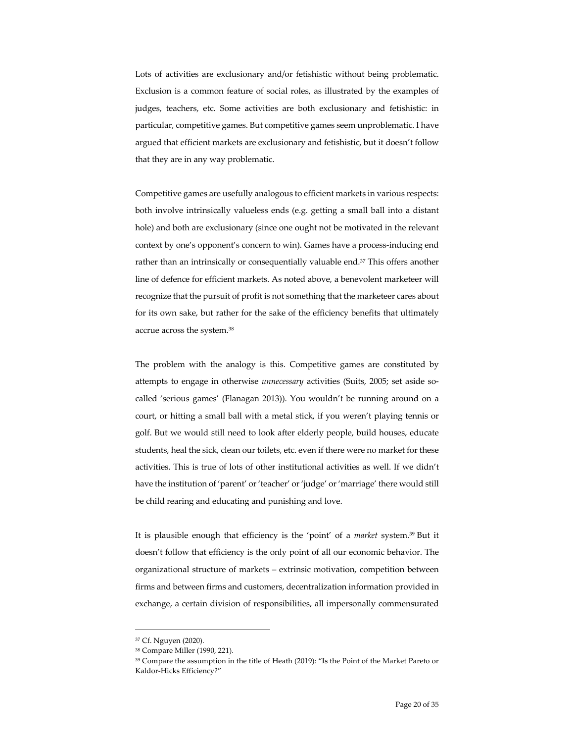Lots of activities are exclusionary and/or fetishistic without being problematic. Exclusion is a common feature of social roles, as illustrated by the examples of judges, teachers, etc. Some activities are both exclusionary and fetishistic: in particular, competitive games. But competitive games seem unproblematic. I have argued that efficient markets are exclusionary and fetishistic, but it doesn't follow that they are in any way problematic.

Competitive games are usefully analogous to efficient markets in various respects: both involve intrinsically valueless ends (e.g. getting a small ball into a distant hole) and both are exclusionary (since one ought not be motivated in the relevant context by one's opponent's concern to win). Games have a process-inducing end rather than an intrinsically or consequentially valuable end.[37] This offers another line of defence for efficient markets. As noted above, a benevolent marketeer will recognize that the pursuit of profit is not something that the marketeer cares about for its own sake, but rather for the sake of the efficiency benefits that ultimately accrue across the system.[38]

The problem with the analogy is this. Competitive games are constituted by attempts to engage in otherwise *unnecessary* activities (Suits, 2005; set aside so-called 'serious games' (Flanagan 2013)). You wouldn't be running around on a court, or hitting a small ball with a metal stick, if you weren't playing tennis or golf. But we would still need to look after elderly people, build houses, educate students, heal the sick, clean our toilets, etc. even if there were no market for these activities. This is true of lots of other institutional activities as well. If we didn't have the institution of 'parent' or 'teacher' or 'judge' or 'marriage' there would still be child rearing and educating and punishing and love.

It is plausible enough that efficiency is the 'point' of a *market* system.[39] But it doesn't follow that efficiency is the only point of all our economic behavior. The organizational structure of markets – extrinsic motivation, competition between firms and between firms and customers, decentralization information provided in exchange, a certain division of responsibilities, all impersonally commensurated

---

[37] Cf. Nguyen (2020).

[38] Compare Miller (1990, 221).

[39] Compare the assumption in the title of Heath (2019): "Is the Point of the Market Pareto or Kaldor-Hicks Efficiency?"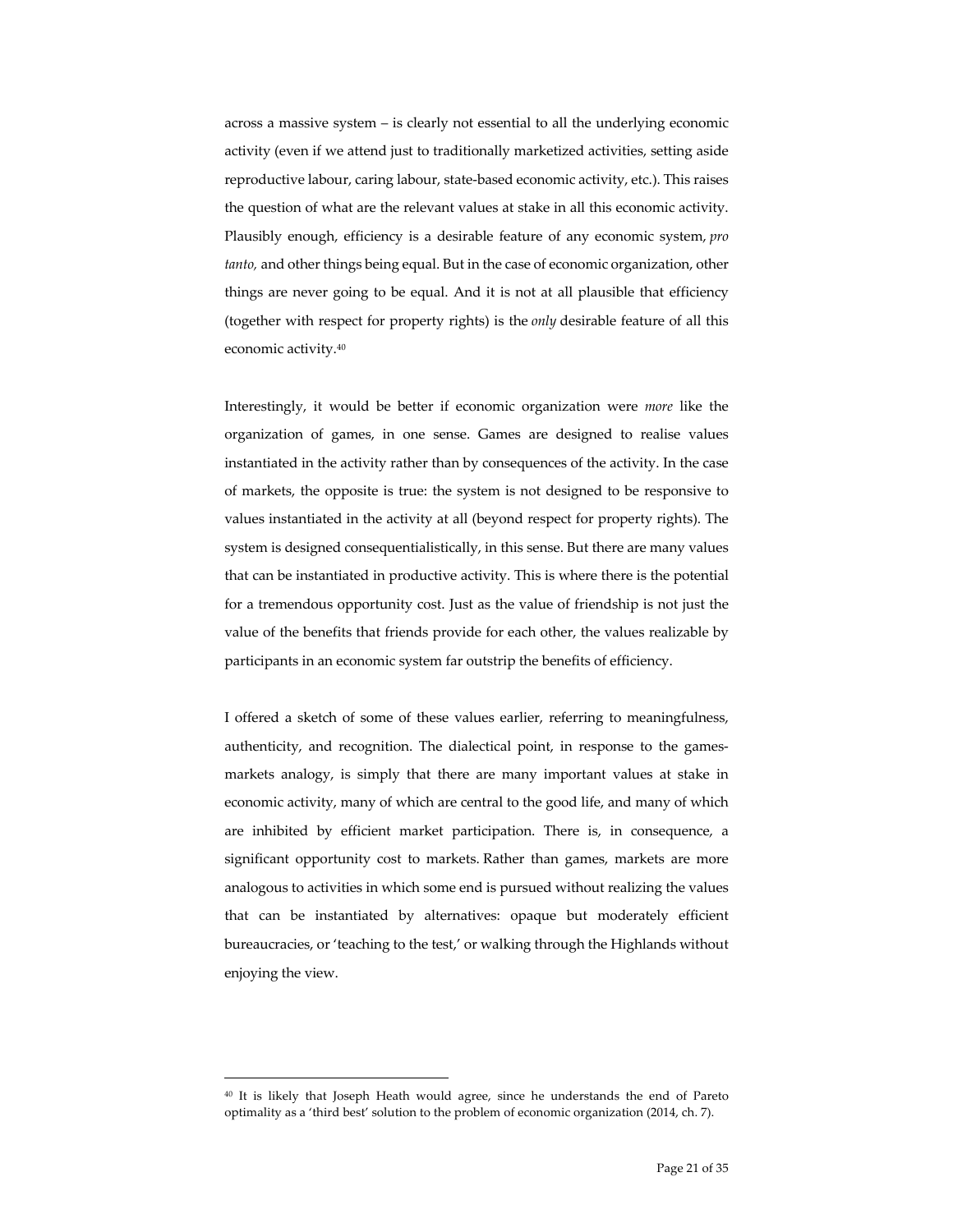across a massive system – is clearly not essential to all the underlying economic activity (even if we attend just to traditionally marketized activities, setting aside reproductive labour, caring labour, state-based economic activity, etc.). This raises the question of what are the relevant values at stake in all this economic activity. Plausibly enough, efficiency is a desirable feature of any economic system, *pro tanto,* and other things being equal. But in the case of economic organization, other things are never going to be equal. And it is not at all plausible that efficiency (together with respect for property rights) is the *only* desirable feature of all this economic activity.[40]

Interestingly, it would be better if economic organization were *more* like the organization of games, in one sense. Games are designed to realise values instantiated in the activity rather than by consequences of the activity. In the case of markets, the opposite is true: the system is not designed to be responsive to values instantiated in the activity at all (beyond respect for property rights). The system is designed consequentialistically, in this sense. But there are many values that can be instantiated in productive activity. This is where there is the potential for a tremendous opportunity cost. Just as the value of friendship is not just the value of the benefits that friends provide for each other, the values realizable by participants in an economic system far outstrip the benefits of efficiency.

I offered a sketch of some of these values earlier, referring to meaningfulness, authenticity, and recognition. The dialectical point, in response to the games-markets analogy, is simply that there are many important values at stake in economic activity, many of which are central to the good life, and many of which are inhibited by efficient market participation. There is, in consequence, a significant opportunity cost to markets. Rather than games, markets are more analogous to activities in which some end is pursued without realizing the values that can be instantiated by alternatives: opaque but moderately efficient bureaucracies, or 'teaching to the test,' or walking through the Highlands without enjoying the view.

---

[40] It is likely that Joseph Heath would agree, since he understands the end of Pareto optimality as a 'third best' solution to the problem of economic organization (2014, ch. 7).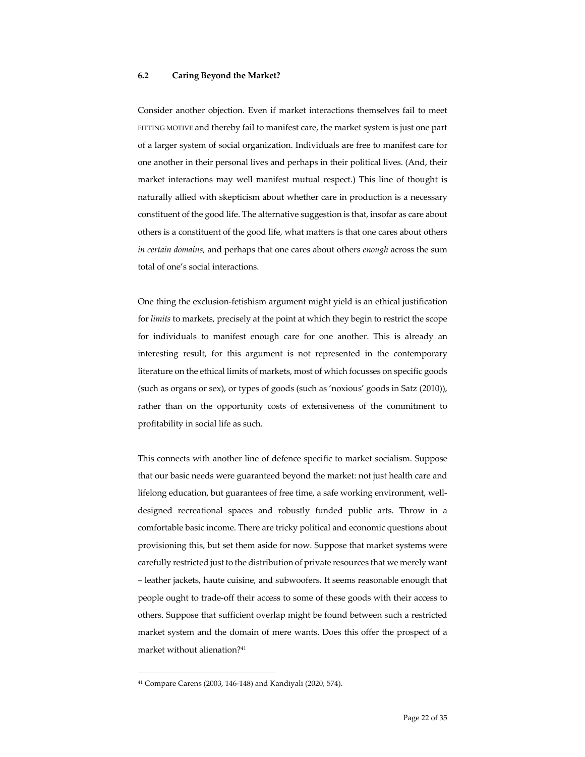### 6.2 Caring Beyond the Market?

Consider another objection. Even if market interactions themselves fail to meet FITTING MOTIVE and thereby fail to manifest care, the market system is just one part of a larger system of social organization. Individuals are free to manifest care for one another in their personal lives and perhaps in their political lives. (And, their market interactions may well manifest mutual respect.) This line of thought is naturally allied with skepticism about whether care in production is a necessary constituent of the good life. The alternative suggestion is that, insofar as care about others is a constituent of the good life, what matters is that one cares about others *in certain domains,* and perhaps that one cares about others *enough* across the sum total of one's social interactions.

One thing the exclusion-fetishism argument might yield is an ethical justification for *limits* to markets, precisely at the point at which they begin to restrict the scope for individuals to manifest enough care for one another. This is already an interesting result, for this argument is not represented in the contemporary literature on the ethical limits of markets, most of which focusses on specific goods (such as organs or sex), or types of goods (such as 'noxious' goods in Satz (2010)), rather than on the opportunity costs of extensiveness of the commitment to profitability in social life as such.

This connects with another line of defence specific to market socialism. Suppose that our basic needs were guaranteed beyond the market: not just health care and lifelong education, but guarantees of free time, a safe working environment, well-designed recreational spaces and robustly funded public arts. Throw in a comfortable basic income. There are tricky political and economic questions about provisioning this, but set them aside for now. Suppose that market systems were carefully restricted just to the distribution of private resources that we merely want – leather jackets, haute cuisine, and subwoofers. It seems reasonable enough that people ought to trade-off their access to some of these goods with their access to others. Suppose that sufficient overlap might be found between such a restricted market system and the domain of mere wants. Does this offer the prospect of a market without alienation?[41]

---

[41] Compare Carens (2003, 146-148) and Kandiyali (2020, 574).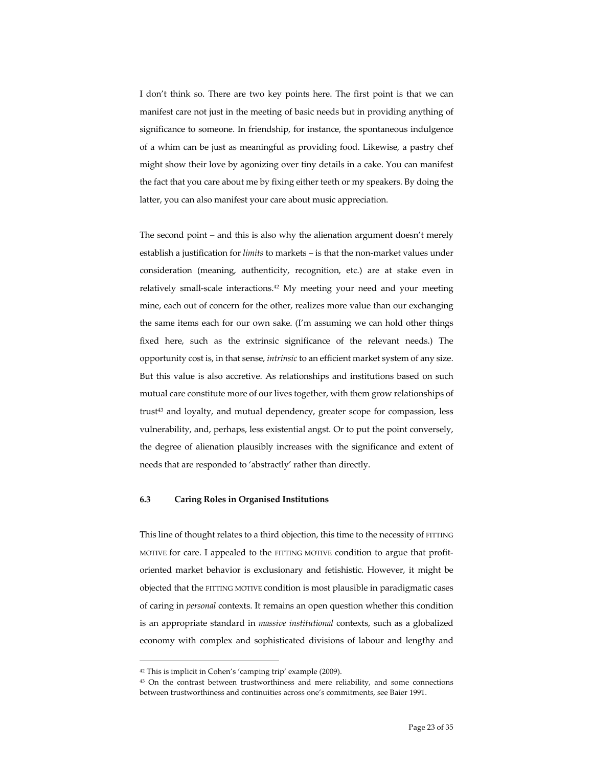I don't think so. There are two key points here. The first point is that we can manifest care not just in the meeting of basic needs but in providing anything of significance to someone. In friendship, for instance, the spontaneous indulgence of a whim can be just as meaningful as providing food. Likewise, a pastry chef might show their love by agonizing over tiny details in a cake. You can manifest the fact that you care about me by fixing either teeth or my speakers. By doing the latter, you can also manifest your care about music appreciation.

The second point – and this is also why the alienation argument doesn't merely establish a justification for *limits* to markets – is that the non-market values under consideration (meaning, authenticity, recognition, etc.) are at stake even in relatively small-scale interactions.[42] My meeting your need and your meeting mine, each out of concern for the other, realizes more value than our exchanging the same items each for our own sake. (I'm assuming we can hold other things fixed here, such as the extrinsic significance of the relevant needs.) The opportunity cost is, in that sense, *intrinsic* to an efficient market system of any size. But this value is also accretive. As relationships and institutions based on such mutual care constitute more of our lives together, with them grow relationships of trust[43] and loyalty, and mutual dependency, greater scope for compassion, less vulnerability, and, perhaps, less existential angst. Or to put the point conversely, the degree of alienation plausibly increases with the significance and extent of needs that are responded to 'abstractly' rather than directly.

### 6.3 Caring Roles in Organised Institutions

This line of thought relates to a third objection, this time to the necessity of FITTING MOTIVE for care. I appealed to the FITTING MOTIVE condition to argue that profit-oriented market behavior is exclusionary and fetishistic. However, it might be objected that the FITTING MOTIVE condition is most plausible in paradigmatic cases of caring in *personal* contexts. It remains an open question whether this condition is an appropriate standard in *massive institutional* contexts, such as a globalized economy with complex and sophisticated divisions of labour and lengthy and

---

[42] This is implicit in Cohen's 'camping trip' example (2009).

[43] On the contrast between trustworthiness and mere reliability, and some connections between trustworthiness and continuities across one's commitments, see Baier 1991.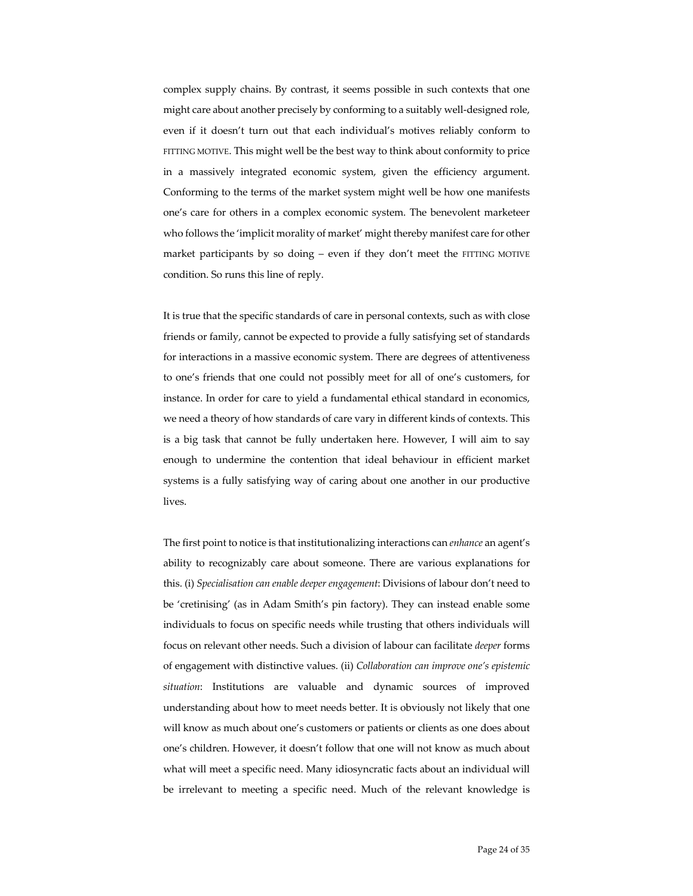complex supply chains. By contrast, it seems possible in such contexts that one might care about another precisely by conforming to a suitably well-designed role, even if it doesn't turn out that each individual's motives reliably conform to FITTING MOTIVE. This might well be the best way to think about conformity to price in a massively integrated economic system, given the efficiency argument. Conforming to the terms of the market system might well be how one manifests one's care for others in a complex economic system. The benevolent marketeer who follows the 'implicit morality of market' might thereby manifest care for other market participants by so doing – even if they don't meet the FITTING MOTIVE condition. So runs this line of reply.

It is true that the specific standards of care in personal contexts, such as with close friends or family, cannot be expected to provide a fully satisfying set of standards for interactions in a massive economic system. There are degrees of attentiveness to one's friends that one could not possibly meet for all of one's customers, for instance. In order for care to yield a fundamental ethical standard in economics, we need a theory of how standards of care vary in different kinds of contexts. This is a big task that cannot be fully undertaken here. However, I will aim to say enough to undermine the contention that ideal behaviour in efficient market systems is a fully satisfying way of caring about one another in our productive lives.

The first point to notice is that institutionalizing interactions can *enhance* an agent's ability to recognizably care about someone. There are various explanations for this. (i) *Specialisation can enable deeper engagement*: Divisions of labour don't need to be 'cretinising' (as in Adam Smith's pin factory). They can instead enable some individuals to focus on specific needs while trusting that others individuals will focus on relevant other needs. Such a division of labour can facilitate *deeper* forms of engagement with distinctive values. (ii) *Collaboration can improve one's epistemic situation*: Institutions are valuable and dynamic sources of improved understanding about how to meet needs better. It is obviously not likely that one will know as much about one's customers or patients or clients as one does about one's children. However, it doesn't follow that one will not know as much about what will meet a specific need. Many idiosyncratic facts about an individual will be irrelevant to meeting a specific need. Much of the relevant knowledge is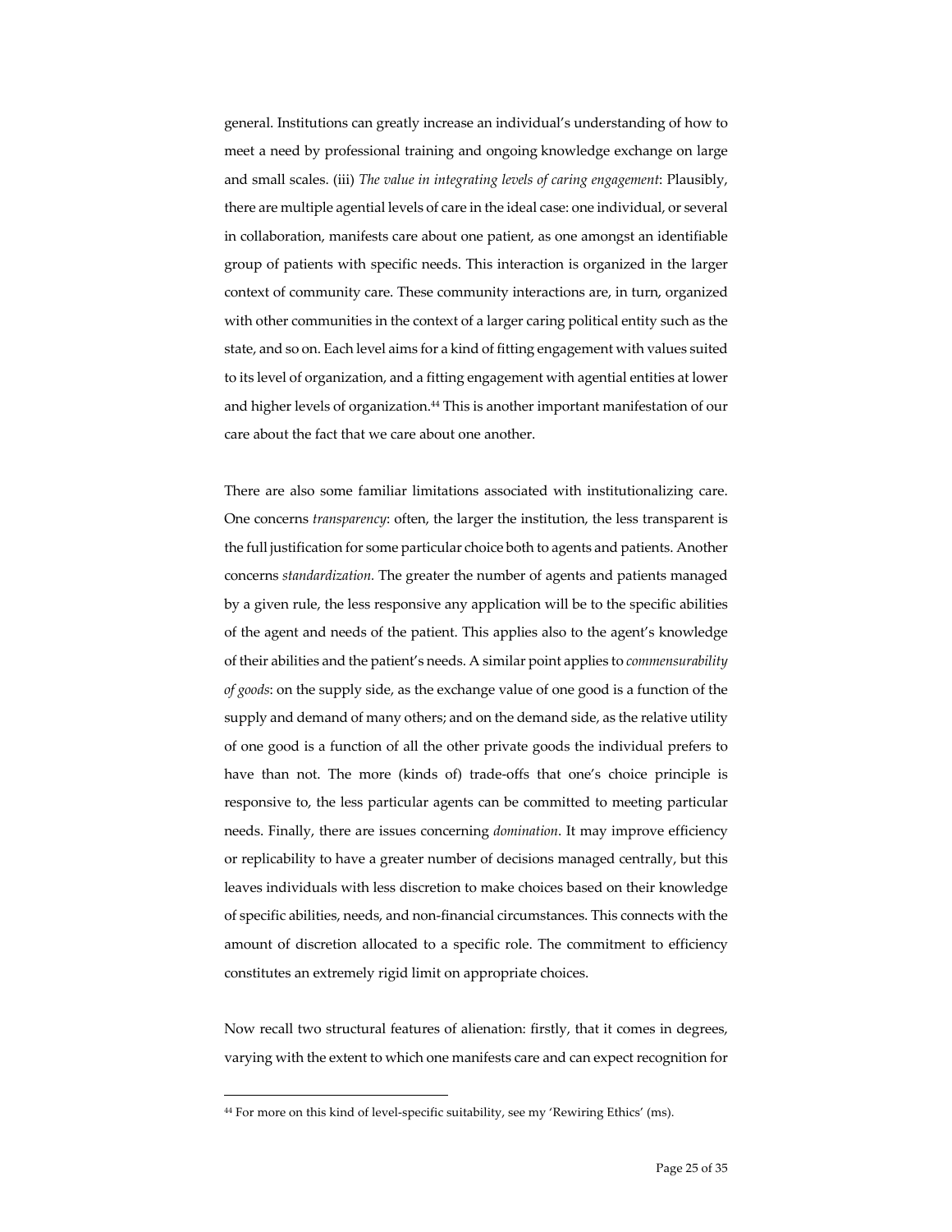general. Institutions can greatly increase an individual's understanding of how to meet a need by professional training and ongoing knowledge exchange on large and small scales. (iii) *The value in integrating levels of caring engagement*: Plausibly, there are multiple agential levels of care in the ideal case: one individual, or several in collaboration, manifests care about one patient, as one amongst an identifiable group of patients with specific needs. This interaction is organized in the larger context of community care. These community interactions are, in turn, organized with other communities in the context of a larger caring political entity such as the state, and so on. Each level aims for a kind of fitting engagement with values suited to its level of organization, and a fitting engagement with agential entities at lower and higher levels of organization.[44] This is another important manifestation of our care about the fact that we care about one another.

There are also some familiar limitations associated with institutionalizing care. One concerns *transparency*: often, the larger the institution, the less transparent is the full justification for some particular choice both to agents and patients. Another concerns *standardization*. The greater the number of agents and patients managed by a given rule, the less responsive any application will be to the specific abilities of the agent and needs of the patient. This applies also to the agent's knowledge of their abilities and the patient's needs. A similar point applies to *commensurability of goods*: on the supply side, as the exchange value of one good is a function of the supply and demand of many others; and on the demand side, as the relative utility of one good is a function of all the other private goods the individual prefers to have than not. The more (kinds of) trade-offs that one's choice principle is responsive to, the less particular agents can be committed to meeting particular needs. Finally, there are issues concerning *domination*. It may improve efficiency or replicability to have a greater number of decisions managed centrally, but this leaves individuals with less discretion to make choices based on their knowledge of specific abilities, needs, and non-financial circumstances. This connects with the amount of discretion allocated to a specific role. The commitment to efficiency constitutes an extremely rigid limit on appropriate choices.

Now recall two structural features of alienation: firstly, that it comes in degrees, varying with the extent to which one manifests care and can expect recognition for

[44] For more on this kind of level-specific suitability, see my 'Rewiring Ethics' (ms).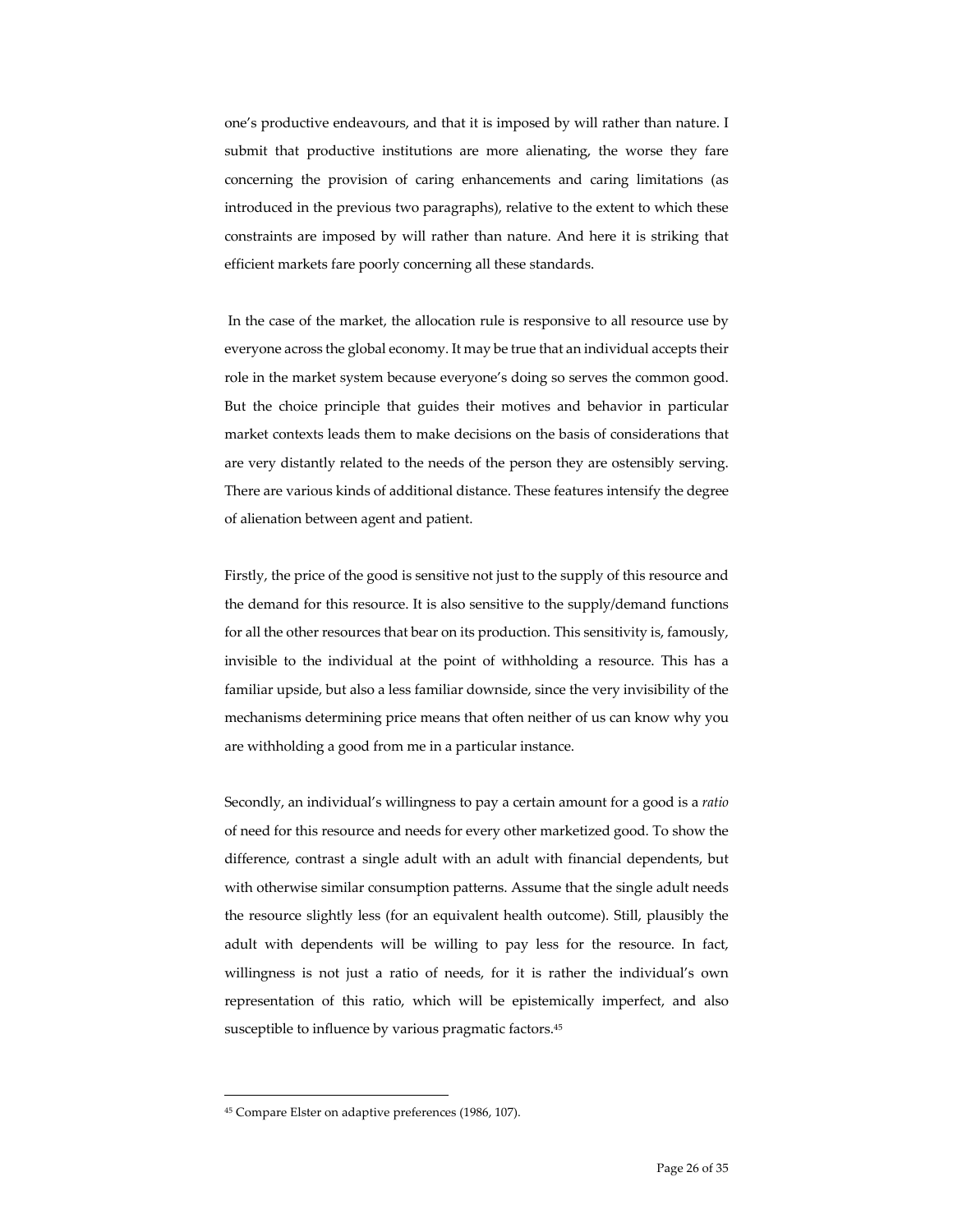one's productive endeavours, and that it is imposed by will rather than nature. I submit that productive institutions are more alienating, the worse they fare concerning the provision of caring enhancements and caring limitations (as introduced in the previous two paragraphs), relative to the extent to which these constraints are imposed by will rather than nature. And here it is striking that efficient markets fare poorly concerning all these standards.

In the case of the market, the allocation rule is responsive to all resource use by everyone across the global economy. It may be true that an individual accepts their role in the market system because everyone's doing so serves the common good. But the choice principle that guides their motives and behavior in particular market contexts leads them to make decisions on the basis of considerations that are very distantly related to the needs of the person they are ostensibly serving. There are various kinds of additional distance. These features intensify the degree of alienation between agent and patient.

Firstly, the price of the good is sensitive not just to the supply of this resource and the demand for this resource. It is also sensitive to the supply/demand functions for all the other resources that bear on its production. This sensitivity is, famously, invisible to the individual at the point of withholding a resource. This has a familiar upside, but also a less familiar downside, since the very invisibility of the mechanisms determining price means that often neither of us can know why you are withholding a good from me in a particular instance.

Secondly, an individual's willingness to pay a certain amount for a good is a *ratio* of need for this resource and needs for every other marketized good. To show the difference, contrast a single adult with an adult with financial dependents, but with otherwise similar consumption patterns. Assume that the single adult needs the resource slightly less (for an equivalent health outcome). Still, plausibly the adult with dependents will be willing to pay less for the resource. In fact, willingness is not just a ratio of needs, for it is rather the individual's own representation of this ratio, which will be epistemically imperfect, and also susceptible to influence by various pragmatic factors.[45]

---

[45] Compare Elster on adaptive preferences (1986, 107).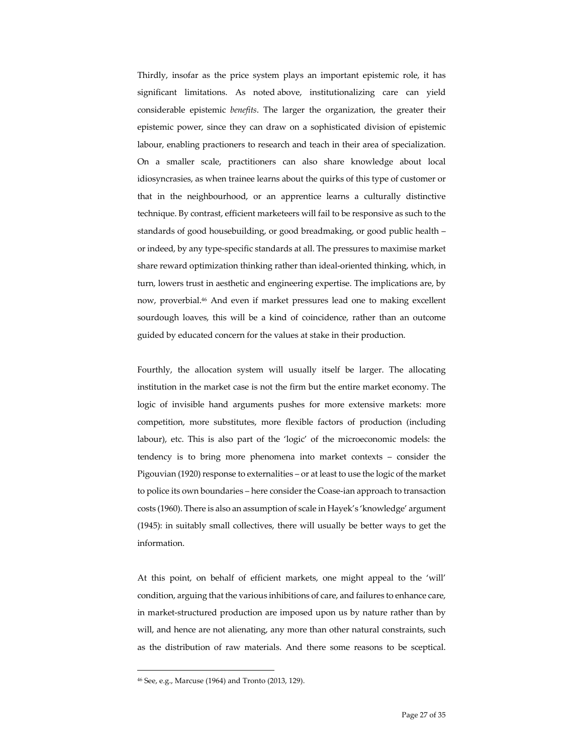Thirdly, insofar as the price system plays an important epistemic role, it has significant limitations. As noted above, institutionalizing care can yield considerable epistemic *benefits*. The larger the organization, the greater their epistemic power, since they can draw on a sophisticated division of epistemic labour, enabling practioners to research and teach in their area of specialization. On a smaller scale, practitioners can also share knowledge about local idiosyncrasies, as when trainee learns about the quirks of this type of customer or that in the neighbourhood, or an apprentice learns a culturally distinctive technique. By contrast, efficient marketeers will fail to be responsive as such to the standards of good housebuilding, or good breadmaking, or good public health – or indeed, by any type-specific standards at all. The pressures to maximise market share reward optimization thinking rather than ideal-oriented thinking, which, in turn, lowers trust in aesthetic and engineering expertise. The implications are, by now, proverbial.[46] And even if market pressures lead one to making excellent sourdough loaves, this will be a kind of coincidence, rather than an outcome guided by educated concern for the values at stake in their production.

Fourthly, the allocation system will usually itself be larger. The allocating institution in the market case is not the firm but the entire market economy. The logic of invisible hand arguments pushes for more extensive markets: more competition, more substitutes, more flexible factors of production (including labour), etc. This is also part of the 'logic' of the microeconomic models: the tendency is to bring more phenomena into market contexts – consider the Pigouvian (1920) response to externalities – or at least to use the logic of the market to police its own boundaries – here consider the Coase-ian approach to transaction costs (1960). There is also an assumption of scale in Hayek's 'knowledge' argument (1945): in suitably small collectives, there will usually be better ways to get the information.

At this point, on behalf of efficient markets, one might appeal to the 'will' condition, arguing that the various inhibitions of care, and failures to enhance care, in market-structured production are imposed upon us by nature rather than by will, and hence are not alienating, any more than other natural constraints, such as the distribution of raw materials. And there some reasons to be sceptical.

[46] See, e.g., Marcuse (1964) and Tronto (2013, 129).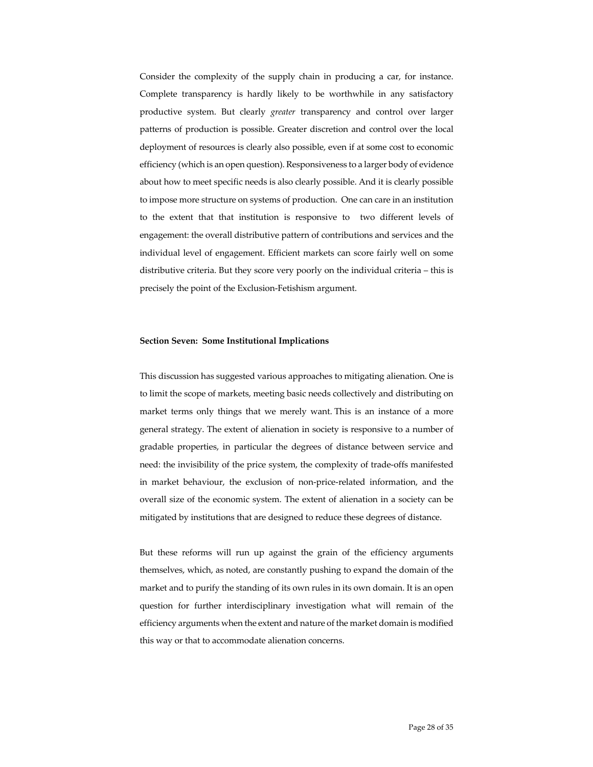Consider the complexity of the supply chain in producing a car, for instance. Complete transparency is hardly likely to be worthwhile in any satisfactory productive system. But clearly *greater* transparency and control over larger patterns of production is possible. Greater discretion and control over the local deployment of resources is clearly also possible, even if at some cost to economic efficiency (which is an open question). Responsiveness to a larger body of evidence about how to meet specific needs is also clearly possible. And it is clearly possible to impose more structure on systems of production. One can care in an institution to the extent that that institution is responsive to two different levels of engagement: the overall distributive pattern of contributions and services and the individual level of engagement. Efficient markets can score fairly well on some distributive criteria. But they score very poorly on the individual criteria – this is precisely the point of the Exclusion-Fetishism argument.

**Section Seven: Some Institutional Implications**

This discussion has suggested various approaches to mitigating alienation. One is to limit the scope of markets, meeting basic needs collectively and distributing on market terms only things that we merely want. This is an instance of a more general strategy. The extent of alienation in society is responsive to a number of gradable properties, in particular the degrees of distance between service and need: the invisibility of the price system, the complexity of trade-offs manifested in market behaviour, the exclusion of non-price-related information, and the overall size of the economic system. The extent of alienation in a society can be mitigated by institutions that are designed to reduce these degrees of distance.

But these reforms will run up against the grain of the efficiency arguments themselves, which, as noted, are constantly pushing to expand the domain of the market and to purify the standing of its own rules in its own domain. It is an open question for further interdisciplinary investigation what will remain of the efficiency arguments when the extent and nature of the market domain is modified this way or that to accommodate alienation concerns.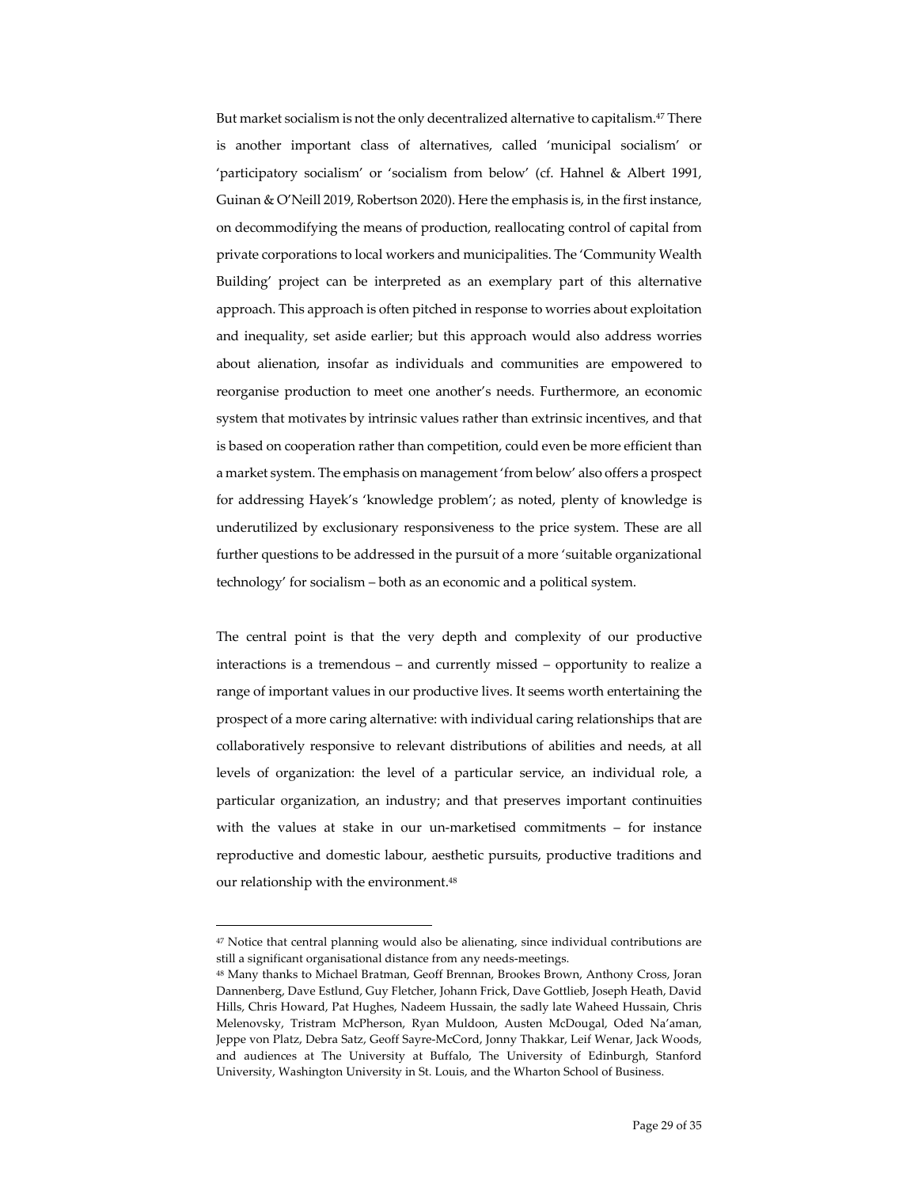But market socialism is not the only decentralized alternative to capitalism.[47] There is another important class of alternatives, called 'municipal socialism' or 'participatory socialism' or 'socialism from below' (cf. Hahnel & Albert 1991, Guinan & O'Neill 2019, Robertson 2020). Here the emphasis is, in the first instance, on decommodifying the means of production, reallocating control of capital from private corporations to local workers and municipalities. The 'Community Wealth Building' project can be interpreted as an exemplary part of this alternative approach. This approach is often pitched in response to worries about exploitation and inequality, set aside earlier; but this approach would also address worries about alienation, insofar as individuals and communities are empowered to reorganise production to meet one another's needs. Furthermore, an economic system that motivates by intrinsic values rather than extrinsic incentives, and that is based on cooperation rather than competition, could even be more efficient than a market system. The emphasis on management 'from below' also offers a prospect for addressing Hayek's 'knowledge problem'; as noted, plenty of knowledge is underutilized by exclusionary responsiveness to the price system. These are all further questions to be addressed in the pursuit of a more 'suitable organizational technology' for socialism – both as an economic and a political system.

The central point is that the very depth and complexity of our productive interactions is a tremendous – and currently missed – opportunity to realize a range of important values in our productive lives. It seems worth entertaining the prospect of a more caring alternative: with individual caring relationships that are collaboratively responsive to relevant distributions of abilities and needs, at all levels of organization: the level of a particular service, an individual role, a particular organization, an industry; and that preserves important continuities with the values at stake in our un-marketised commitments – for instance reproductive and domestic labour, aesthetic pursuits, productive traditions and our relationship with the environment.[48]

---

[47] Notice that central planning would also be alienating, since individual contributions are still a significant organisational distance from any needs-meetings.

[48] Many thanks to Michael Bratman, Geoff Brennan, Brookes Brown, Anthony Cross, Joran Dannenberg, Dave Estlund, Guy Fletcher, Johann Frick, Dave Gottlieb, Joseph Heath, David Hills, Chris Howard, Pat Hughes, Nadeem Hussain, the sadly late Waheed Hussain, Chris Melenovsky, Tristram McPherson, Ryan Muldoon, Austen McDougal, Oded Na'aman, Jeppe von Platz, Debra Satz, Geoff Sayre-McCord, Jonny Thakkar, Leif Wenar, Jack Woods, and audiences at The University at Buffalo, The University of Edinburgh, Stanford University, Washington University in St. Louis, and the Wharton School of Business.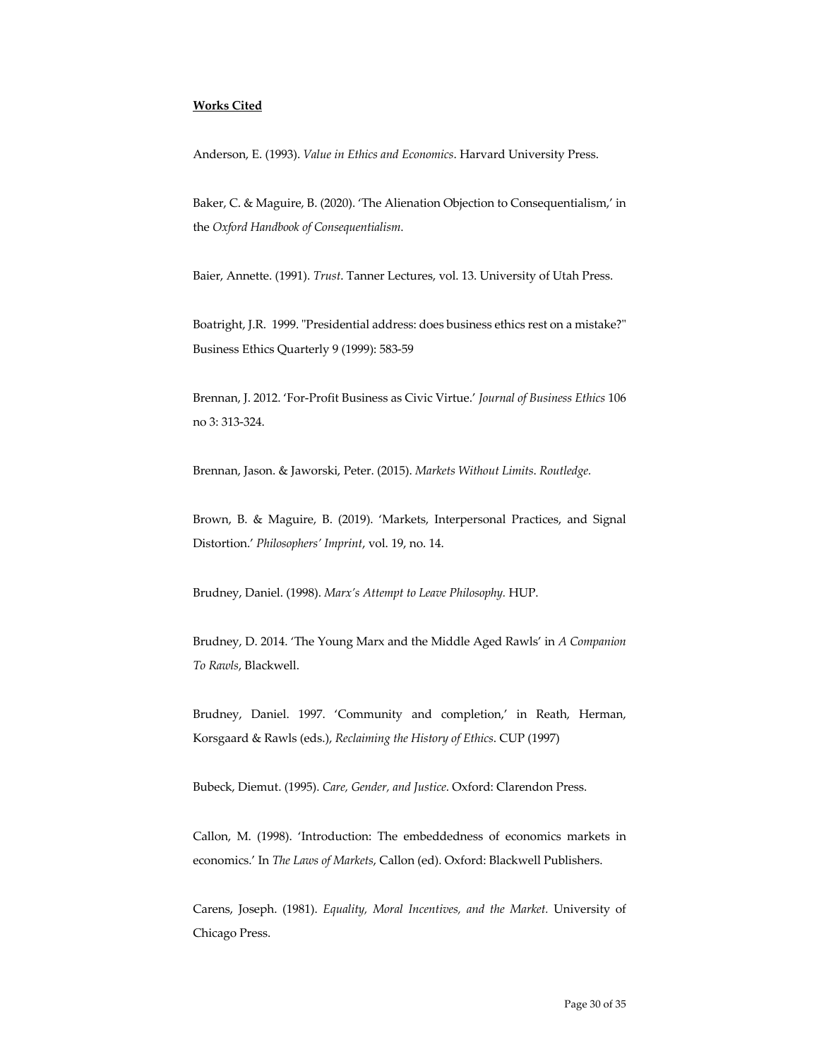**Works Cited**

Anderson, E. (1993). *Value in Ethics and Economics*. Harvard University Press.

Baker, C. & Maguire, B. (2020). 'The Alienation Objection to Consequentialism,' in the *Oxford Handbook of Consequentialism*.

Baier, Annette. (1991). *Trust*. Tanner Lectures, vol. 13. University of Utah Press.

Boatright, J.R. 1999. "Presidential address: does business ethics rest on a mistake?" Business Ethics Quarterly 9 (1999): 583-59

Brennan, J. 2012. 'For-Profit Business as Civic Virtue.' *Journal of Business Ethics* 106 no 3: 313-324.

Brennan, Jason. & Jaworski, Peter. (2015). *Markets Without Limits. Routledge.*

Brown, B. & Maguire, B. (2019). 'Markets, Interpersonal Practices, and Signal Distortion.' *Philosophers' Imprint*, vol. 19, no. 14.

Brudney, Daniel. (1998). *Marx's Attempt to Leave Philosophy.* HUP.

Brudney, D. 2014. 'The Young Marx and the Middle Aged Rawls' in *A Companion To Rawls*, Blackwell.

Brudney, Daniel. 1997. 'Community and completion,' in Reath, Herman, Korsgaard & Rawls (eds.), *Reclaiming the History of Ethics*. CUP (1997)

Bubeck, Diemut. (1995). *Care, Gender, and Justice*. Oxford: Clarendon Press.

Callon, M. (1998). 'Introduction: The embeddedness of economics markets in economics.' In *The Laws of Markets*, Callon (ed). Oxford: Blackwell Publishers.

Carens, Joseph. (1981). *Equality, Moral Incentives, and the Market.* University of Chicago Press.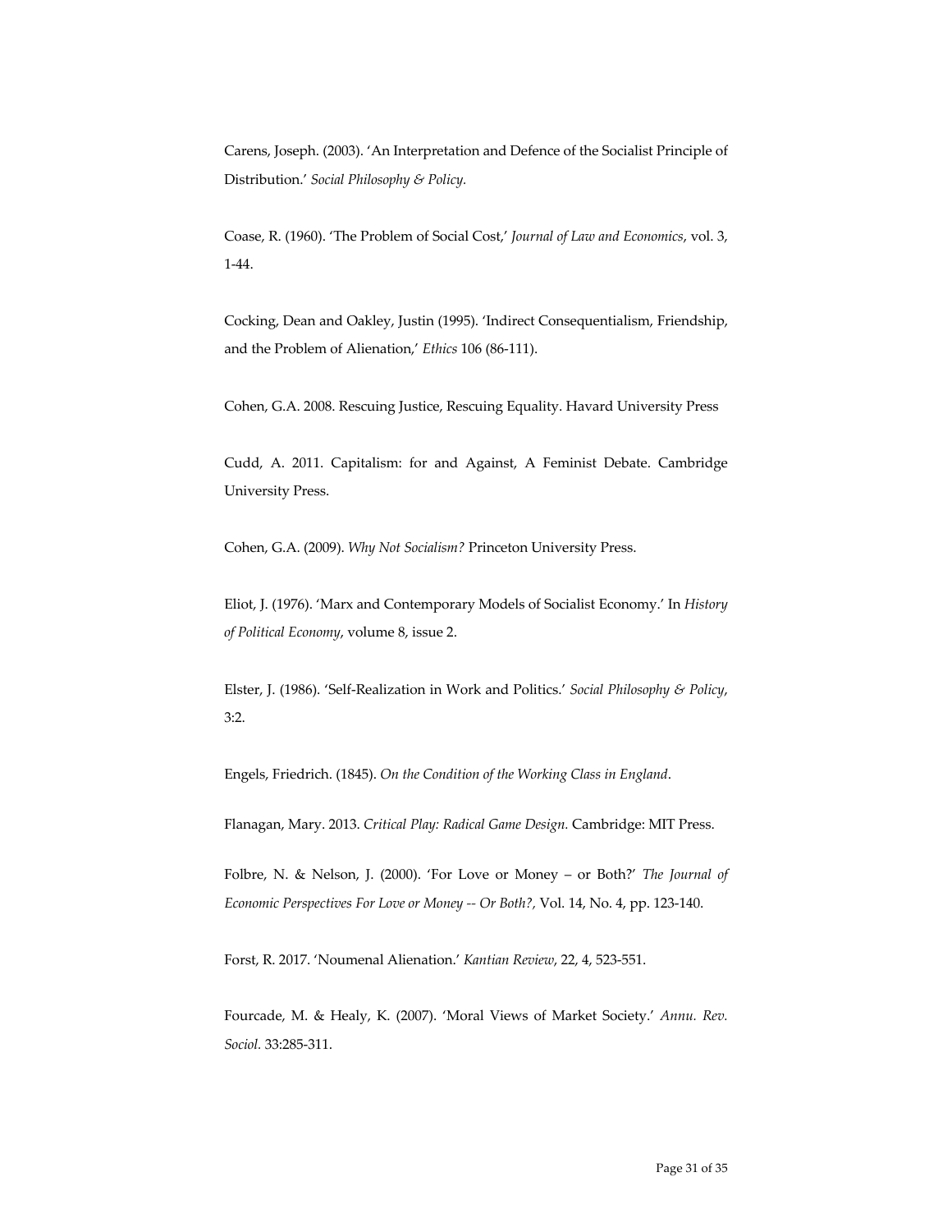Carens, Joseph. (2003). 'An Interpretation and Defence of the Socialist Principle of Distribution.' *Social Philosophy & Policy.*

Coase, R. (1960). 'The Problem of Social Cost,' *Journal of Law and Economics*, vol. 3, 1-44.

Cocking, Dean and Oakley, Justin (1995). 'Indirect Consequentialism, Friendship, and the Problem of Alienation,' *Ethics* 106 (86-111).

Cohen, G.A. 2008. Rescuing Justice, Rescuing Equality. Havard University Press

Cudd, A. 2011. Capitalism: for and Against, A Feminist Debate. Cambridge University Press.

Cohen, G.A. (2009). *Why Not Socialism?* Princeton University Press.

Eliot, J. (1976). 'Marx and Contemporary Models of Socialist Economy.' In *History of Political Economy*, volume 8, issue 2.

Elster, J. (1986). 'Self-Realization in Work and Politics.' *Social Philosophy & Policy*, 3:2.

Engels, Friedrich. (1845). *On the Condition of the Working Class in England*.

Flanagan, Mary. 2013. *Critical Play: Radical Game Design.* Cambridge: MIT Press.

Folbre, N. & Nelson, J. (2000). 'For Love or Money – or Both?' *The Journal of Economic Perspectives For Love or Money -- Or Both?,* Vol. 14, No. 4, pp. 123-140.

Forst, R. 2017. 'Noumenal Alienation.' *Kantian Review*, 22, 4, 523-551.

Fourcade, M. & Healy, K. (2007). 'Moral Views of Market Society.' *Annu. Rev. Sociol.* 33:285-311.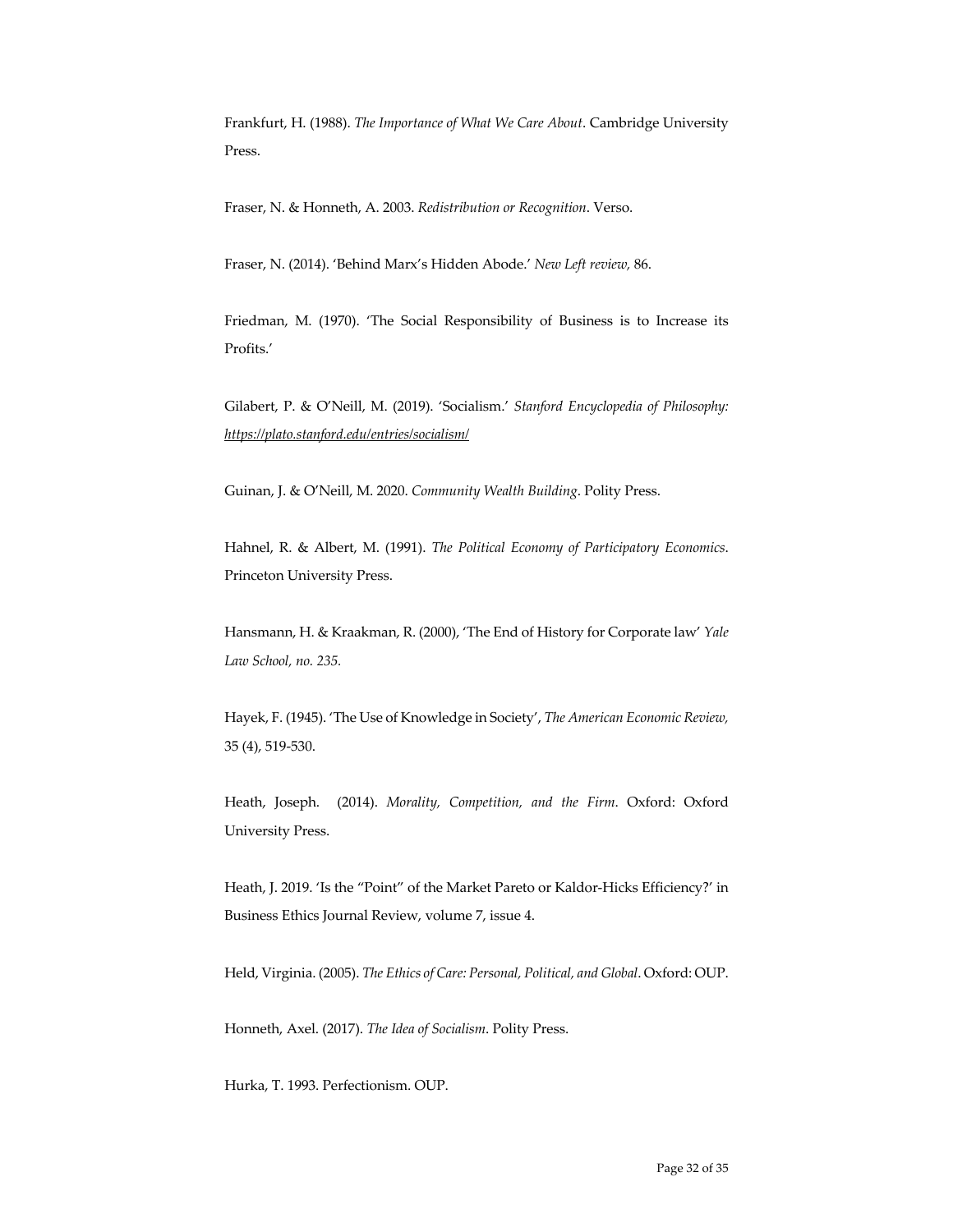Frankfurt, H. (1988). *The Importance of What We Care About*. Cambridge University Press.

Fraser, N. & Honneth, A. 2003. *Redistribution or Recognition*. Verso.

Fraser, N. (2014). 'Behind Marx's Hidden Abode.' *New Left review,* 86.

Friedman, M. (1970). 'The Social Responsibility of Business is to Increase its Profits.'

Gilabert, P. & O'Neill, M. (2019). 'Socialism.' *Stanford Encyclopedia of Philosophy: https://plato.stanford.edu/entries/socialism/*

Guinan, J. & O'Neill, M. 2020. *Community Wealth Building*. Polity Press.

Hahnel, R. & Albert, M. (1991). *The Political Economy of Participatory Economics*. Princeton University Press.

Hansmann, H. & Kraakman, R. (2000), 'The End of History for Corporate law' *Yale Law School, no. 235.*

Hayek, F. (1945). 'The Use of Knowledge in Society', *The American Economic Review,* 35 (4), 519-530.

Heath, Joseph. (2014). *Morality, Competition, and the Firm*. Oxford: Oxford University Press.

Heath, J. 2019. 'Is the "Point" of the Market Pareto or Kaldor-Hicks Efficiency?' in Business Ethics Journal Review, volume 7, issue 4.

Held, Virginia. (2005). *The Ethics of Care: Personal, Political, and Global*. Oxford: OUP.

Honneth, Axel. (2017). *The Idea of Socialism*. Polity Press.

Hurka, T. 1993. Perfectionism. OUP.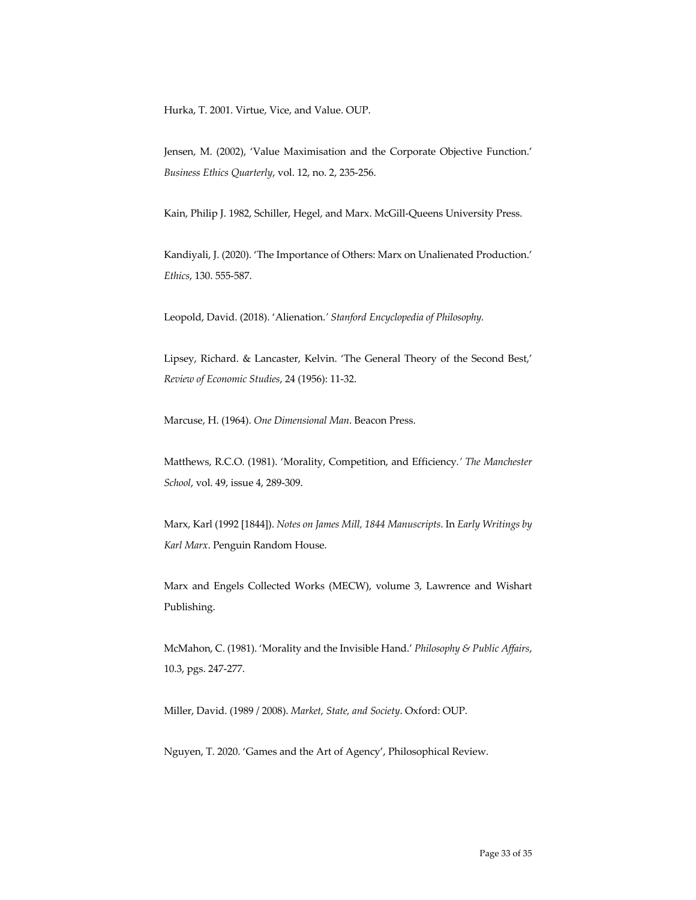Hurka, T. 2001. Virtue, Vice, and Value. OUP.

Jensen, M. (2002), 'Value Maximisation and the Corporate Objective Function.' *Business Ethics Quarterly*, vol. 12, no. 2, 235-256.

Kain, Philip J. 1982, Schiller, Hegel, and Marx. McGill-Queens University Press.

Kandiyali, J. (2020). 'The Importance of Others: Marx on Unalienated Production.' *Ethics*, 130. 555-587.

Leopold, David. (2018). 'Alienation.' *Stanford Encyclopedia of Philosophy.*

Lipsey, Richard. & Lancaster, Kelvin. 'The General Theory of the Second Best,' *Review of Economic Studies*, 24 (1956): 11-32.

Marcuse, H. (1964). *One Dimensional Man*. Beacon Press.

Matthews, R.C.O. (1981). 'Morality, Competition, and Efficiency.' *The Manchester School*, vol. 49, issue 4, 289-309.

Marx, Karl (1992 [1844]). *Notes on James Mill, 1844 Manuscripts*. In *Early Writings by Karl Marx*. Penguin Random House.

Marx and Engels Collected Works (MECW), volume 3, Lawrence and Wishart Publishing.

McMahon, C. (1981). 'Morality and the Invisible Hand.' *Philosophy & Public Affairs*, 10.3, pgs. 247-277.

Miller, David. (1989 / 2008). *Market, State, and Society*. Oxford: OUP.

Nguyen, T. 2020. 'Games and the Art of Agency', Philosophical Review.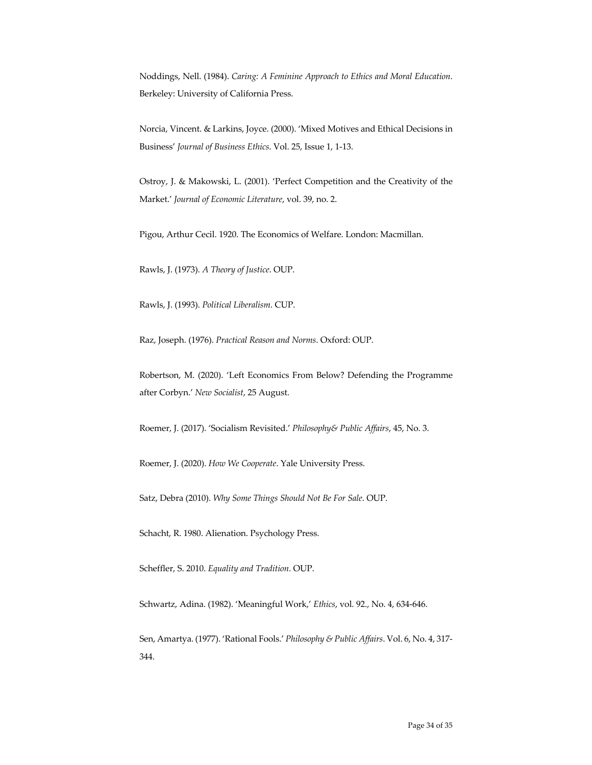Noddings, Nell. (1984). *Caring: A Feminine Approach to Ethics and Moral Education*. Berkeley: University of California Press.

Norcia, Vincent. & Larkins, Joyce. (2000). 'Mixed Motives and Ethical Decisions in Business' *Journal of Business Ethics*. Vol. 25, Issue 1, 1-13.

Ostroy, J. & Makowski, L. (2001). 'Perfect Competition and the Creativity of the Market.' *Journal of Economic Literature*, vol. 39, no. 2.

Pigou, Arthur Cecil. 1920. The Economics of Welfare. London: Macmillan.

Rawls, J. (1973). *A Theory of Justice*. OUP.

Rawls, J. (1993). *Political Liberalism*. CUP.

Raz, Joseph. (1976). *Practical Reason and Norms*. Oxford: OUP.

Robertson, M. (2020). 'Left Economics From Below? Defending the Programme after Corbyn.' *New Socialist*, 25 August.

Roemer, J. (2017). 'Socialism Revisited.' *Philosophy& Public Affairs*, 45, No. 3.

Roemer, J. (2020). *How We Cooperate*. Yale University Press.

Satz, Debra (2010). *Why Some Things Should Not Be For Sale*. OUP.

Schacht, R. 1980. Alienation. Psychology Press.

Scheffler, S. 2010. *Equality and Tradition*. OUP.

Schwartz, Adina. (1982). 'Meaningful Work,' *Ethics*, vol. 92., No. 4, 634-646.

Sen, Amartya. (1977). 'Rational Fools.' *Philosophy & Public Affairs*. Vol. 6, No. 4, 317-344.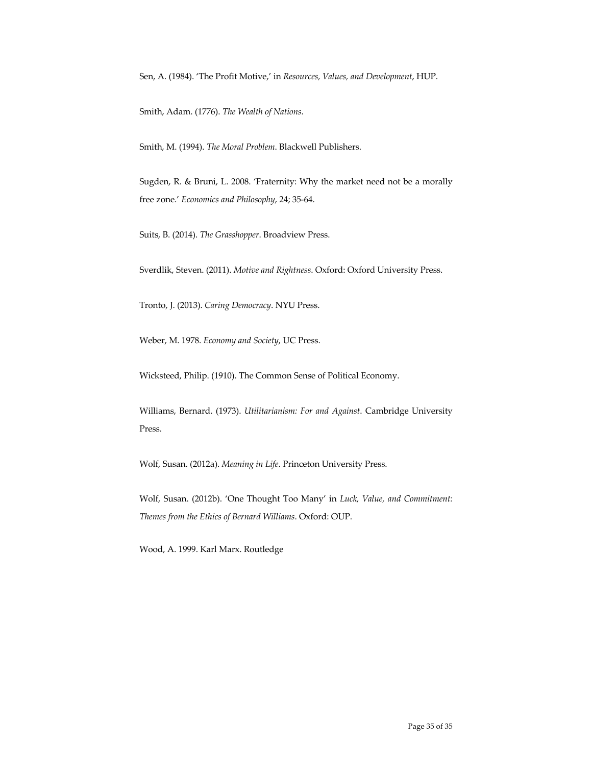Sen, A. (1984). 'The Profit Motive,' in *Resources, Values, and Development*, HUP.

Smith, Adam. (1776). *The Wealth of Nations*.

Smith, M. (1994). *The Moral Problem*. Blackwell Publishers.

Sugden, R. & Bruni, L. 2008. 'Fraternity: Why the market need not be a morally free zone.' *Economics and Philosophy*, 24; 35-64.

Suits, B. (2014). *The Grasshopper*. Broadview Press.

Sverdlik, Steven. (2011). *Motive and Rightness*. Oxford: Oxford University Press.

Tronto, J. (2013). *Caring Democracy*. NYU Press.

Weber, M. 1978. *Economy and Society*, UC Press.

Wicksteed, Philip. (1910). The Common Sense of Political Economy.

Williams, Bernard. (1973). *Utilitarianism: For and Against*. Cambridge University Press.

Wolf, Susan. (2012a). *Meaning in Life*. Princeton University Press.

Wolf, Susan. (2012b). 'One Thought Too Many' in *Luck, Value, and Commitment: Themes from the Ethics of Bernard Williams*. Oxford: OUP.

Wood, A. 1999. Karl Marx. Routledge